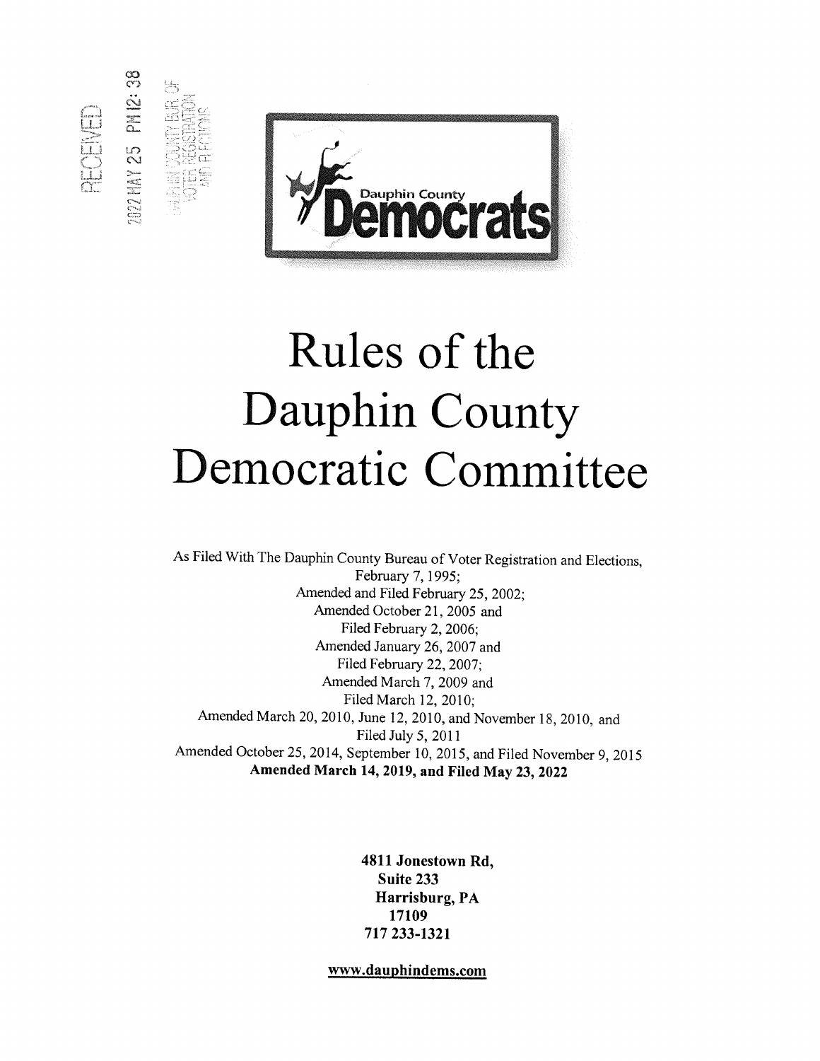RECEIVED
2022 MAY 25 PM 12:38
DAUPHIN COUNTY BUR. OF VOTER REGISTRATION AND ELECTIONS

Dauphin County Democrats

# Rules of the Dauphin County Democratic Committee

As Filed With The Dauphin County Bureau of Voter Registration and Elections, February 7, 1995;
Amended and Filed February 25, 2002;
Amended October 21, 2005 and Filed February 2, 2006;
Amended January 26, 2007 and Filed February 22, 2007;
Amended March 7, 2009 and Filed March 12, 2010;
Amended March 20, 2010, June 12, 2010, and November 18, 2010, and Filed July 5, 2011
Amended October 25, 2014, September 10, 2015, and Filed November 9, 2015
**Amended March 14, 2019, and Filed May 23, 2022**

**4811 Jonestown Rd,**
**Suite 233**
**Harrisburg, PA**
**17109**
**717 233-1321**

**www.dauphindems.com**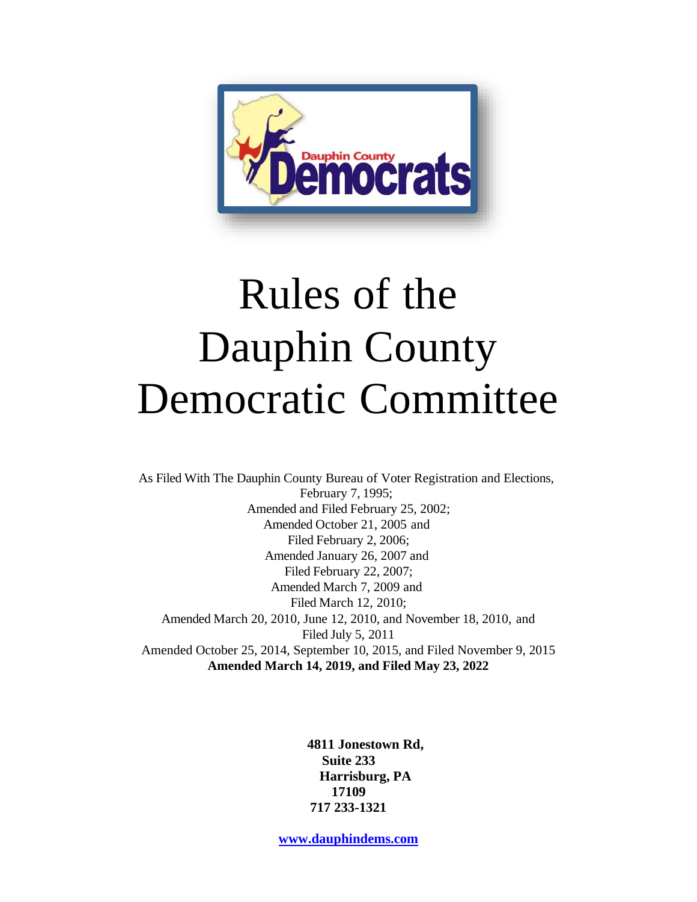# Rules of the Dauphin County Democratic Committee

As Filed With The Dauphin County Bureau of Voter Registration and Elections, February 7, 1995;
Amended and Filed February 25, 2002;
Amended October 21, 2005 and
Filed February 2, 2006;
Amended January 26, 2007 and
Filed February 22, 2007;
Amended March 7, 2009 and
Filed March 12, 2010;
Amended March 20, 2010, June 12, 2010, and November 18, 2010, and
Filed July 5, 2011
Amended October 25, 2014, September 10, 2015, and Filed November 9, 2015
**Amended March 14, 2019, and Filed May 23, 2022**

**4811 Jonestown Rd,**
**Suite 233**
**Harrisburg, PA**
**17109**
**717 233-1321**

**www.dauphindems.com**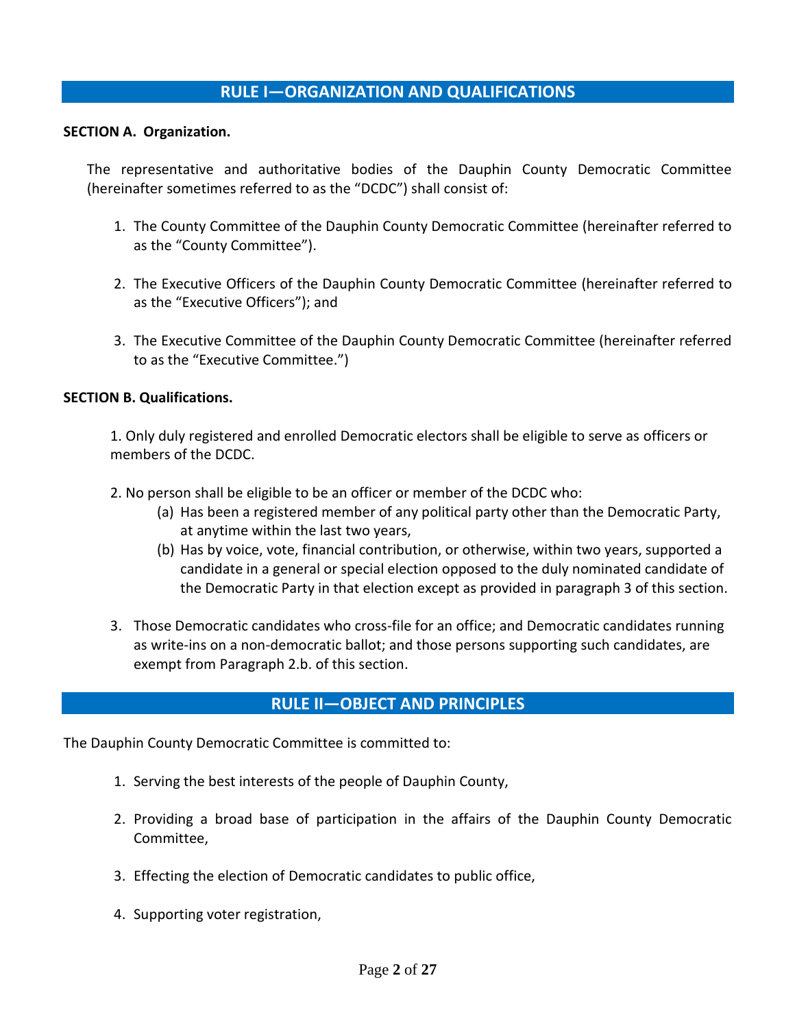## RULE I—ORGANIZATION AND QUALIFICATIONS

**SECTION A. Organization.**

The representative and authoritative bodies of the Dauphin County Democratic Committee (hereinafter sometimes referred to as the "DCDC") shall consist of:

1. The County Committee of the Dauphin County Democratic Committee (hereinafter referred to as the "County Committee").

2. The Executive Officers of the Dauphin County Democratic Committee (hereinafter referred to as the "Executive Officers"); and

3. The Executive Committee of the Dauphin County Democratic Committee (hereinafter referred to as the "Executive Committee.")

**SECTION B. Qualifications.**

1. Only duly registered and enrolled Democratic electors shall be eligible to serve as officers or members of the DCDC.

2. No person shall be eligible to be an officer or member of the DCDC who:
   (a) Has been a registered member of any political party other than the Democratic Party, at anytime within the last two years,
   (b) Has by voice, vote, financial contribution, or otherwise, within two years, supported a candidate in a general or special election opposed to the duly nominated candidate of the Democratic Party in that election except as provided in paragraph 3 of this section.

3. Those Democratic candidates who cross-file for an office; and Democratic candidates running as write-ins on a non-democratic ballot; and those persons supporting such candidates, are exempt from Paragraph 2.b. of this section.

## RULE II—OBJECT AND PRINCIPLES

The Dauphin County Democratic Committee is committed to:

1. Serving the best interests of the people of Dauphin County,

2. Providing a broad base of participation in the affairs of the Dauphin County Democratic Committee,

3. Effecting the election of Democratic candidates to public office,

4. Supporting voter registration,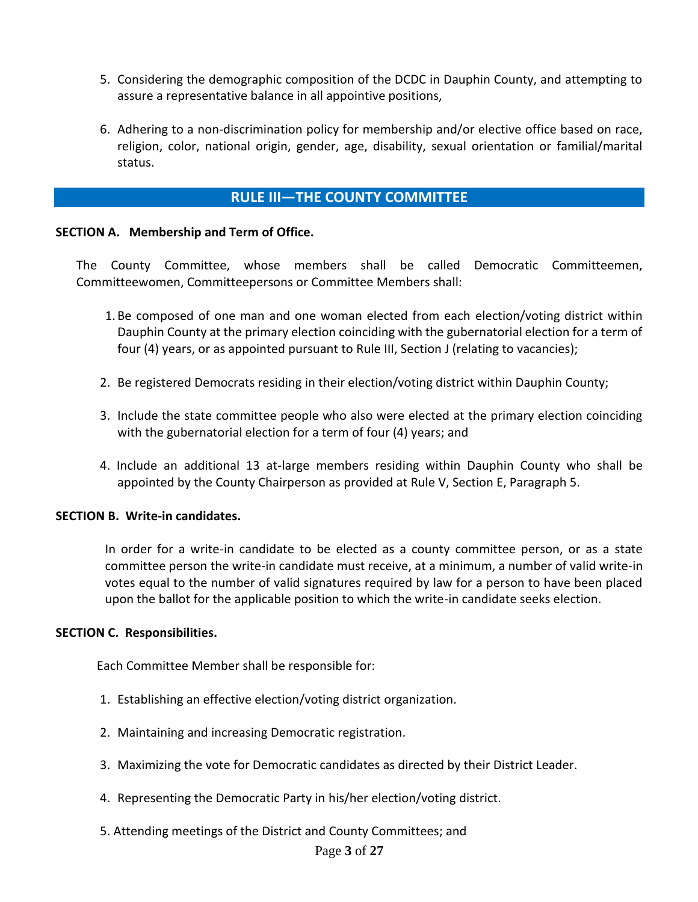5. Considering the demographic composition of the DCDC in Dauphin County, and attempting to assure a representative balance in all appointive positions,

6. Adhering to a non-discrimination policy for membership and/or elective office based on race, religion, color, national origin, gender, age, disability, sexual orientation or familial/marital status.

## RULE III—THE COUNTY COMMITTEE

**SECTION A. Membership and Term of Office.**

The County Committee, whose members shall be called Democratic Committeemen, Committeewomen, Committeepersons or Committee Members shall:

1. Be composed of one man and one woman elected from each election/voting district within Dauphin County at the primary election coinciding with the gubernatorial election for a term of four (4) years, or as appointed pursuant to Rule III, Section J (relating to vacancies);

2. Be registered Democrats residing in their election/voting district within Dauphin County;

3. Include the state committee people who also were elected at the primary election coinciding with the gubernatorial election for a term of four (4) years; and

4. Include an additional 13 at-large members residing within Dauphin County who shall be appointed by the County Chairperson as provided at Rule V, Section E, Paragraph 5.

**SECTION B. Write-in candidates.**

In order for a write-in candidate to be elected as a county committee person, or as a state committee person the write-in candidate must receive, at a minimum, a number of valid write-in votes equal to the number of valid signatures required by law for a person to have been placed upon the ballot for the applicable position to which the write-in candidate seeks election.

**SECTION C. Responsibilities.**

Each Committee Member shall be responsible for:

1. Establishing an effective election/voting district organization.

2. Maintaining and increasing Democratic registration.

3. Maximizing the vote for Democratic candidates as directed by their District Leader.

4. Representing the Democratic Party in his/her election/voting district.

5. Attending meetings of the District and County Committees; and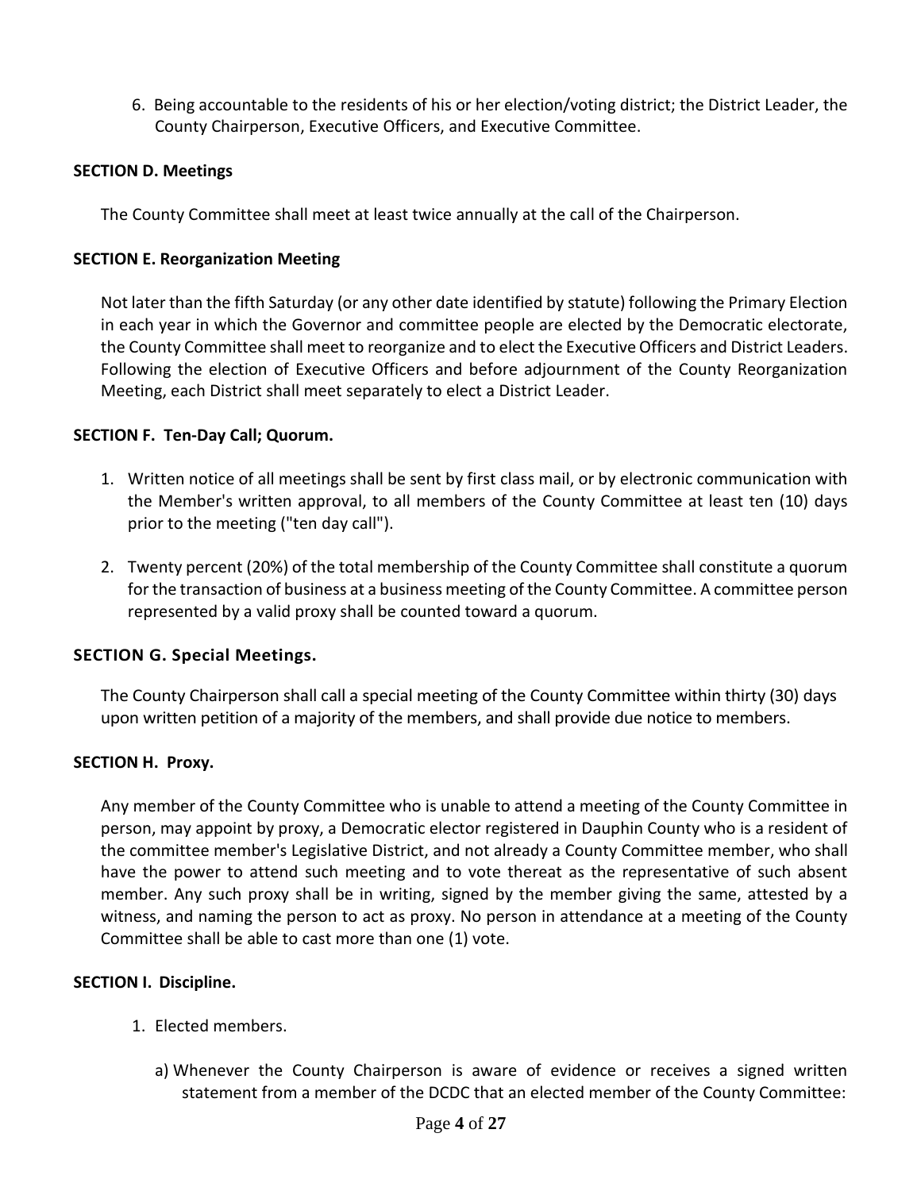6. Being accountable to the residents of his or her election/voting district; the District Leader, the County Chairperson, Executive Officers, and Executive Committee.

**SECTION D. Meetings**

The County Committee shall meet at least twice annually at the call of the Chairperson.

**SECTION E. Reorganization Meeting**

Not later than the fifth Saturday (or any other date identified by statute) following the Primary Election in each year in which the Governor and committee people are elected by the Democratic electorate, the County Committee shall meet to reorganize and to elect the Executive Officers and District Leaders. Following the election of Executive Officers and before adjournment of the County Reorganization Meeting, each District shall meet separately to elect a District Leader.

**SECTION F. Ten-Day Call; Quorum.**

1. Written notice of all meetings shall be sent by first class mail, or by electronic communication with the Member's written approval, to all members of the County Committee at least ten (10) days prior to the meeting ("ten day call").

2. Twenty percent (20%) of the total membership of the County Committee shall constitute a quorum for the transaction of business at a business meeting of the County Committee. A committee person represented by a valid proxy shall be counted toward a quorum.

**SECTION G. Special Meetings.**

The County Chairperson shall call a special meeting of the County Committee within thirty (30) days upon written petition of a majority of the members, and shall provide due notice to members.

**SECTION H. Proxy.**

Any member of the County Committee who is unable to attend a meeting of the County Committee in person, may appoint by proxy, a Democratic elector registered in Dauphin County who is a resident of the committee member's Legislative District, and not already a County Committee member, who shall have the power to attend such meeting and to vote thereat as the representative of such absent member. Any such proxy shall be in writing, signed by the member giving the same, attested by a witness, and naming the person to act as proxy. No person in attendance at a meeting of the County Committee shall be able to cast more than one (1) vote.

**SECTION I. Discipline.**

1. Elected members.

   a) Whenever the County Chairperson is aware of evidence or receives a signed written statement from a member of the DCDC that an elected member of the County Committee: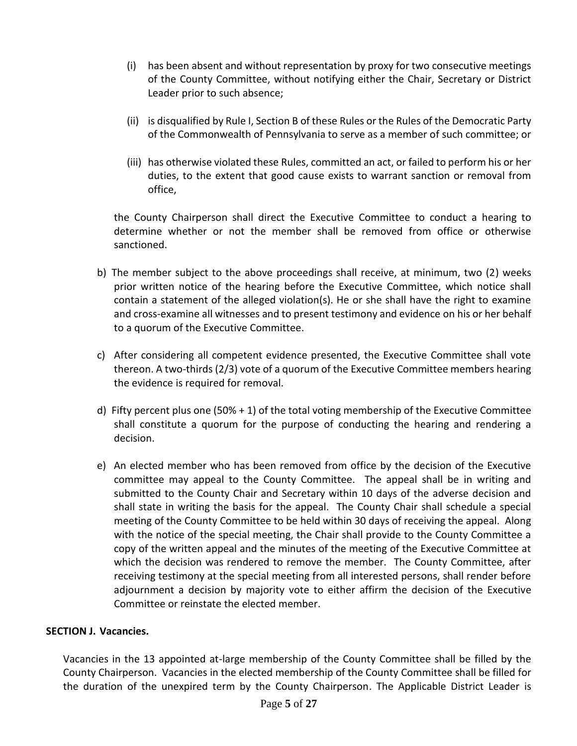(i) has been absent and without representation by proxy for two consecutive meetings of the County Committee, without notifying either the Chair, Secretary or District Leader prior to such absence;

(ii) is disqualified by Rule I, Section B of these Rules or the Rules of the Democratic Party of the Commonwealth of Pennsylvania to serve as a member of such committee; or

(iii) has otherwise violated these Rules, committed an act, or failed to perform his or her duties, to the extent that good cause exists to warrant sanction or removal from office,

the County Chairperson shall direct the Executive Committee to conduct a hearing to determine whether or not the member shall be removed from office or otherwise sanctioned.

b) The member subject to the above proceedings shall receive, at minimum, two (2) weeks prior written notice of the hearing before the Executive Committee, which notice shall contain a statement of the alleged violation(s). He or she shall have the right to examine and cross-examine all witnesses and to present testimony and evidence on his or her behalf to a quorum of the Executive Committee.

c) After considering all competent evidence presented, the Executive Committee shall vote thereon. A two-thirds (2/3) vote of a quorum of the Executive Committee members hearing the evidence is required for removal.

d) Fifty percent plus one (50% + 1) of the total voting membership of the Executive Committee shall constitute a quorum for the purpose of conducting the hearing and rendering a decision.

e) An elected member who has been removed from office by the decision of the Executive committee may appeal to the County Committee. The appeal shall be in writing and submitted to the County Chair and Secretary within 10 days of the adverse decision and shall state in writing the basis for the appeal. The County Chair shall schedule a special meeting of the County Committee to be held within 30 days of receiving the appeal. Along with the notice of the special meeting, the Chair shall provide to the County Committee a copy of the written appeal and the minutes of the meeting of the Executive Committee at which the decision was rendered to remove the member. The County Committee, after receiving testimony at the special meeting from all interested persons, shall render before adjournment a decision by majority vote to either affirm the decision of the Executive Committee or reinstate the elected member.

**SECTION J. Vacancies.**

Vacancies in the 13 appointed at-large membership of the County Committee shall be filled by the County Chairperson. Vacancies in the elected membership of the County Committee shall be filled for the duration of the unexpired term by the County Chairperson. The Applicable District Leader is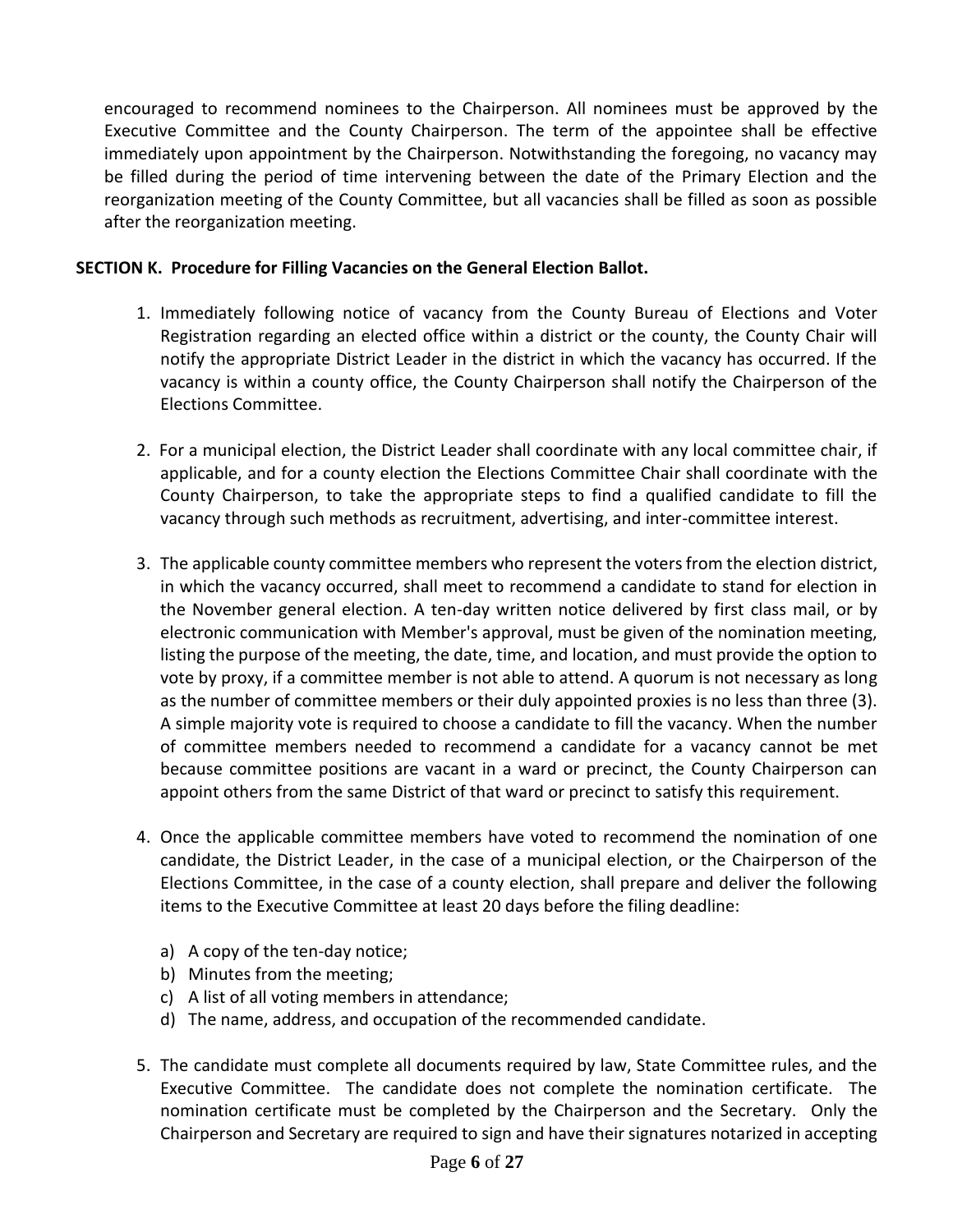encouraged to recommend nominees to the Chairperson. All nominees must be approved by the Executive Committee and the County Chairperson. The term of the appointee shall be effective immediately upon appointment by the Chairperson. Notwithstanding the foregoing, no vacancy may be filled during the period of time intervening between the date of the Primary Election and the reorganization meeting of the County Committee, but all vacancies shall be filled as soon as possible after the reorganization meeting.

**SECTION K. Procedure for Filling Vacancies on the General Election Ballot.**

1. Immediately following notice of vacancy from the County Bureau of Elections and Voter Registration regarding an elected office within a district or the county, the County Chair will notify the appropriate District Leader in the district in which the vacancy has occurred. If the vacancy is within a county office, the County Chairperson shall notify the Chairperson of the Elections Committee.

2. For a municipal election, the District Leader shall coordinate with any local committee chair, if applicable, and for a county election the Elections Committee Chair shall coordinate with the County Chairperson, to take the appropriate steps to find a qualified candidate to fill the vacancy through such methods as recruitment, advertising, and inter-committee interest.

3. The applicable county committee members who represent the voters from the election district, in which the vacancy occurred, shall meet to recommend a candidate to stand for election in the November general election. A ten-day written notice delivered by first class mail, or by electronic communication with Member's approval, must be given of the nomination meeting, listing the purpose of the meeting, the date, time, and location, and must provide the option to vote by proxy, if a committee member is not able to attend. A quorum is not necessary as long as the number of committee members or their duly appointed proxies is no less than three (3). A simple majority vote is required to choose a candidate to fill the vacancy. When the number of committee members needed to recommend a candidate for a vacancy cannot be met because committee positions are vacant in a ward or precinct, the County Chairperson can appoint others from the same District of that ward or precinct to satisfy this requirement.

4. Once the applicable committee members have voted to recommend the nomination of one candidate, the District Leader, in the case of a municipal election, or the Chairperson of the Elections Committee, in the case of a county election, shall prepare and deliver the following items to the Executive Committee at least 20 days before the filing deadline:

   a) A copy of the ten-day notice;
   b) Minutes from the meeting;
   c) A list of all voting members in attendance;
   d) The name, address, and occupation of the recommended candidate.

5. The candidate must complete all documents required by law, State Committee rules, and the Executive Committee. The candidate does not complete the nomination certificate. The nomination certificate must be completed by the Chairperson and the Secretary. Only the Chairperson and Secretary are required to sign and have their signatures notarized in accepting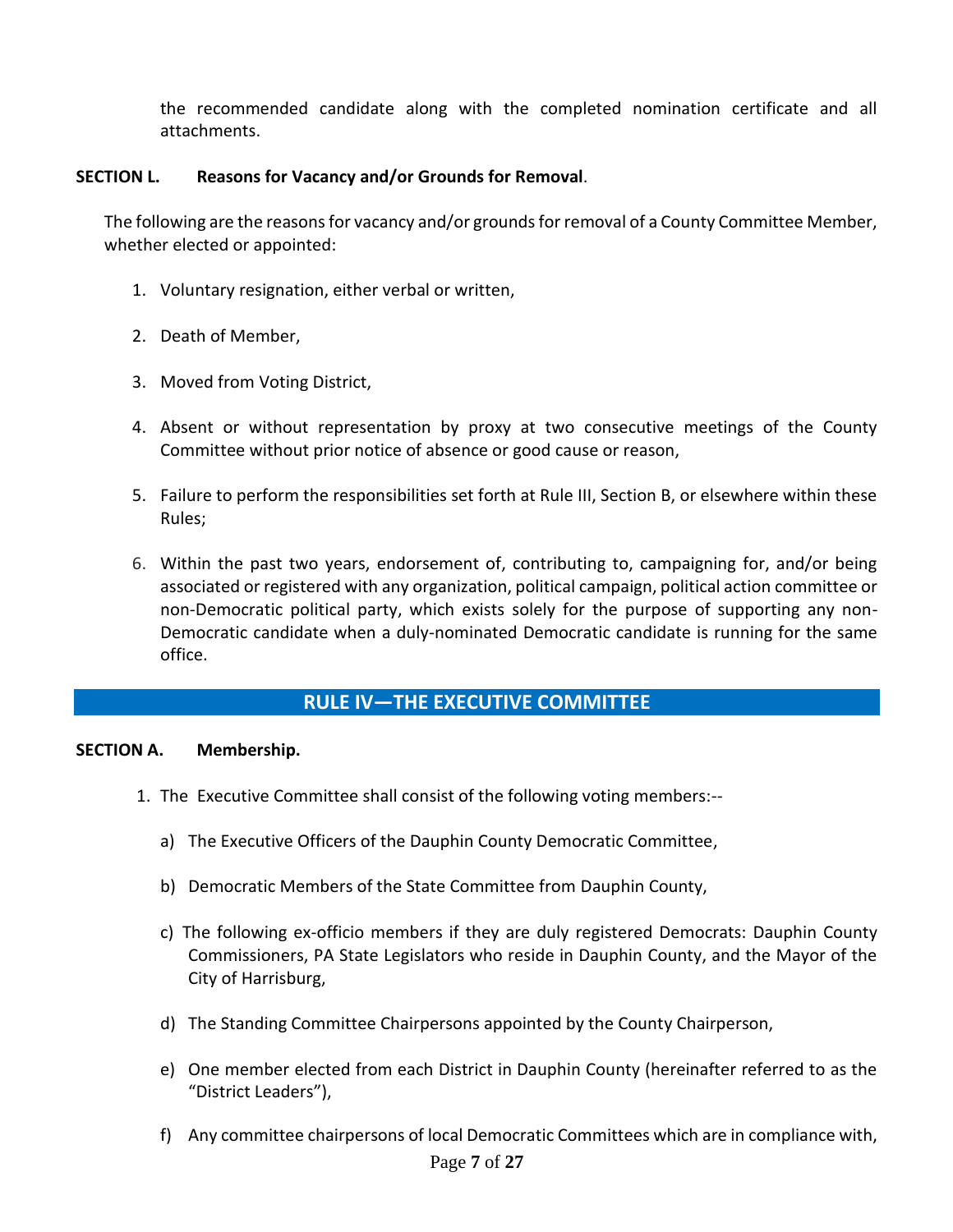the recommended candidate along with the completed nomination certificate and all attachments.

**SECTION L. Reasons for Vacancy and/or Grounds for Removal**.

The following are the reasons for vacancy and/or grounds for removal of a County Committee Member, whether elected or appointed:

1. Voluntary resignation, either verbal or written,

2. Death of Member,

3. Moved from Voting District,

4. Absent or without representation by proxy at two consecutive meetings of the County Committee without prior notice of absence or good cause or reason,

5. Failure to perform the responsibilities set forth at Rule III, Section B, or elsewhere within these Rules;

6. Within the past two years, endorsement of, contributing to, campaigning for, and/or being associated or registered with any organization, political campaign, political action committee or non-Democratic political party, which exists solely for the purpose of supporting any non-Democratic candidate when a duly-nominated Democratic candidate is running for the same office.

## RULE IV—THE EXECUTIVE COMMITTEE

**SECTION A. Membership.**

1. The Executive Committee shall consist of the following voting members:--

   a) The Executive Officers of the Dauphin County Democratic Committee,

   b) Democratic Members of the State Committee from Dauphin County,

   c) The following ex-officio members if they are duly registered Democrats: Dauphin County Commissioners, PA State Legislators who reside in Dauphin County, and the Mayor of the City of Harrisburg,

   d) The Standing Committee Chairpersons appointed by the County Chairperson,

   e) One member elected from each District in Dauphin County (hereinafter referred to as the “District Leaders”),

   f) Any committee chairpersons of local Democratic Committees which are in compliance with,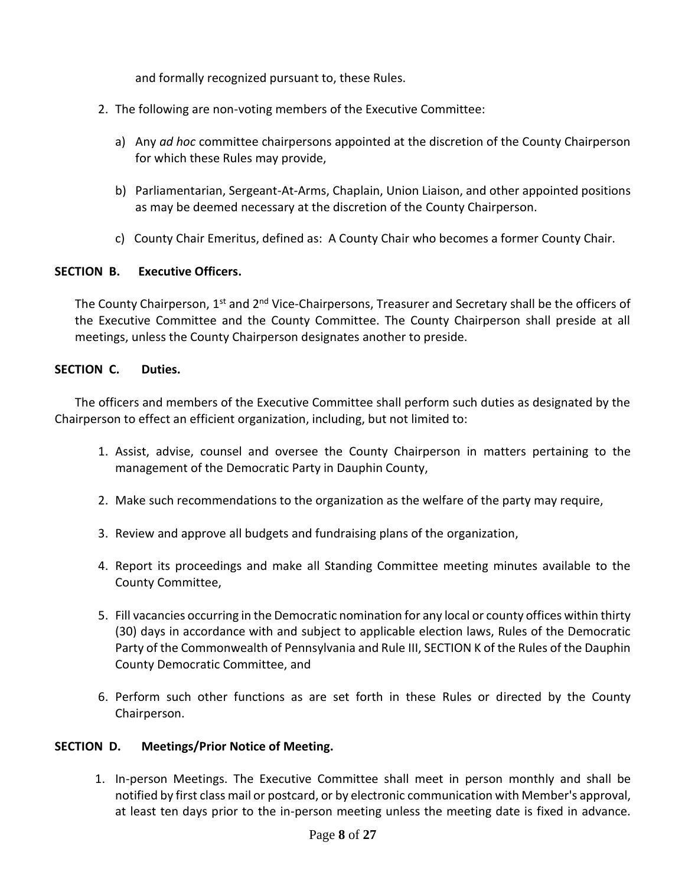and formally recognized pursuant to, these Rules.

2. The following are non-voting members of the Executive Committee:

    a) Any *ad hoc* committee chairpersons appointed at the discretion of the County Chairperson for which these Rules may provide,

    b) Parliamentarian, Sergeant-At-Arms, Chaplain, Union Liaison, and other appointed positions as may be deemed necessary at the discretion of the County Chairperson.

    c) County Chair Emeritus, defined as: A County Chair who becomes a former County Chair.

**SECTION B. Executive Officers.**

The County Chairperson, 1st and 2nd Vice-Chairpersons, Treasurer and Secretary shall be the officers of the Executive Committee and the County Committee. The County Chairperson shall preside at all meetings, unless the County Chairperson designates another to preside.

**SECTION C. Duties.**

The officers and members of the Executive Committee shall perform such duties as designated by the Chairperson to effect an efficient organization, including, but not limited to:

1. Assist, advise, counsel and oversee the County Chairperson in matters pertaining to the management of the Democratic Party in Dauphin County,

2. Make such recommendations to the organization as the welfare of the party may require,

3. Review and approve all budgets and fundraising plans of the organization,

4. Report its proceedings and make all Standing Committee meeting minutes available to the County Committee,

5. Fill vacancies occurring in the Democratic nomination for any local or county offices within thirty (30) days in accordance with and subject to applicable election laws, Rules of the Democratic Party of the Commonwealth of Pennsylvania and Rule III, SECTION K of the Rules of the Dauphin County Democratic Committee, and

6. Perform such other functions as are set forth in these Rules or directed by the County Chairperson.

**SECTION D. Meetings/Prior Notice of Meeting.**

1. In-person Meetings. The Executive Committee shall meet in person monthly and shall be notified by first class mail or postcard, or by electronic communication with Member's approval, at least ten days prior to the in-person meeting unless the meeting date is fixed in advance.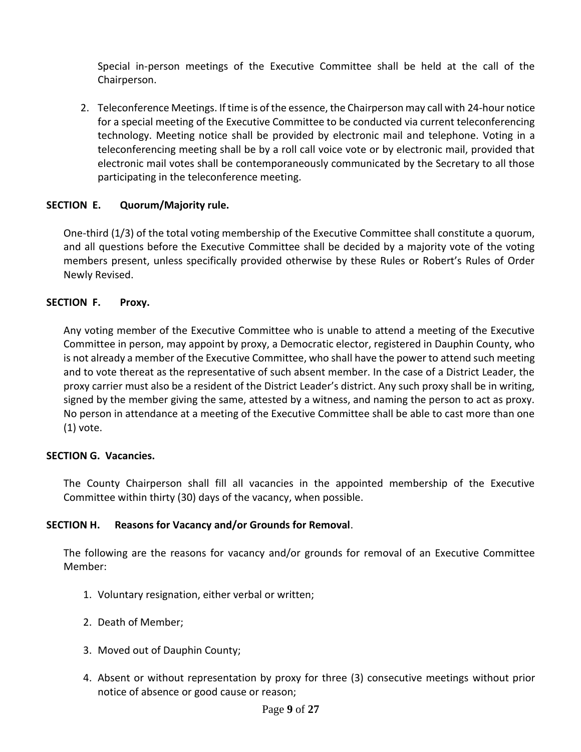Special in-person meetings of the Executive Committee shall be held at the call of the Chairperson.

2. Teleconference Meetings. If time is of the essence, the Chairperson may call with 24-hour notice for a special meeting of the Executive Committee to be conducted via current teleconferencing technology. Meeting notice shall be provided by electronic mail and telephone. Voting in a teleconferencing meeting shall be by a roll call voice vote or by electronic mail, provided that electronic mail votes shall be contemporaneously communicated by the Secretary to all those participating in the teleconference meeting.

**SECTION E. Quorum/Majority rule.**

One-third (1/3) of the total voting membership of the Executive Committee shall constitute a quorum, and all questions before the Executive Committee shall be decided by a majority vote of the voting members present, unless specifically provided otherwise by these Rules or Robert's Rules of Order Newly Revised.

**SECTION F. Proxy.**

Any voting member of the Executive Committee who is unable to attend a meeting of the Executive Committee in person, may appoint by proxy, a Democratic elector, registered in Dauphin County, who is not already a member of the Executive Committee, who shall have the power to attend such meeting and to vote thereat as the representative of such absent member. In the case of a District Leader, the proxy carrier must also be a resident of the District Leader's district. Any such proxy shall be in writing, signed by the member giving the same, attested by a witness, and naming the person to act as proxy. No person in attendance at a meeting of the Executive Committee shall be able to cast more than one (1) vote.

**SECTION G. Vacancies.**

The County Chairperson shall fill all vacancies in the appointed membership of the Executive Committee within thirty (30) days of the vacancy, when possible.

**SECTION H. Reasons for Vacancy and/or Grounds for Removal.**

The following are the reasons for vacancy and/or grounds for removal of an Executive Committee Member:

1. Voluntary resignation, either verbal or written;

2. Death of Member;

3. Moved out of Dauphin County;

4. Absent or without representation by proxy for three (3) consecutive meetings without prior notice of absence or good cause or reason;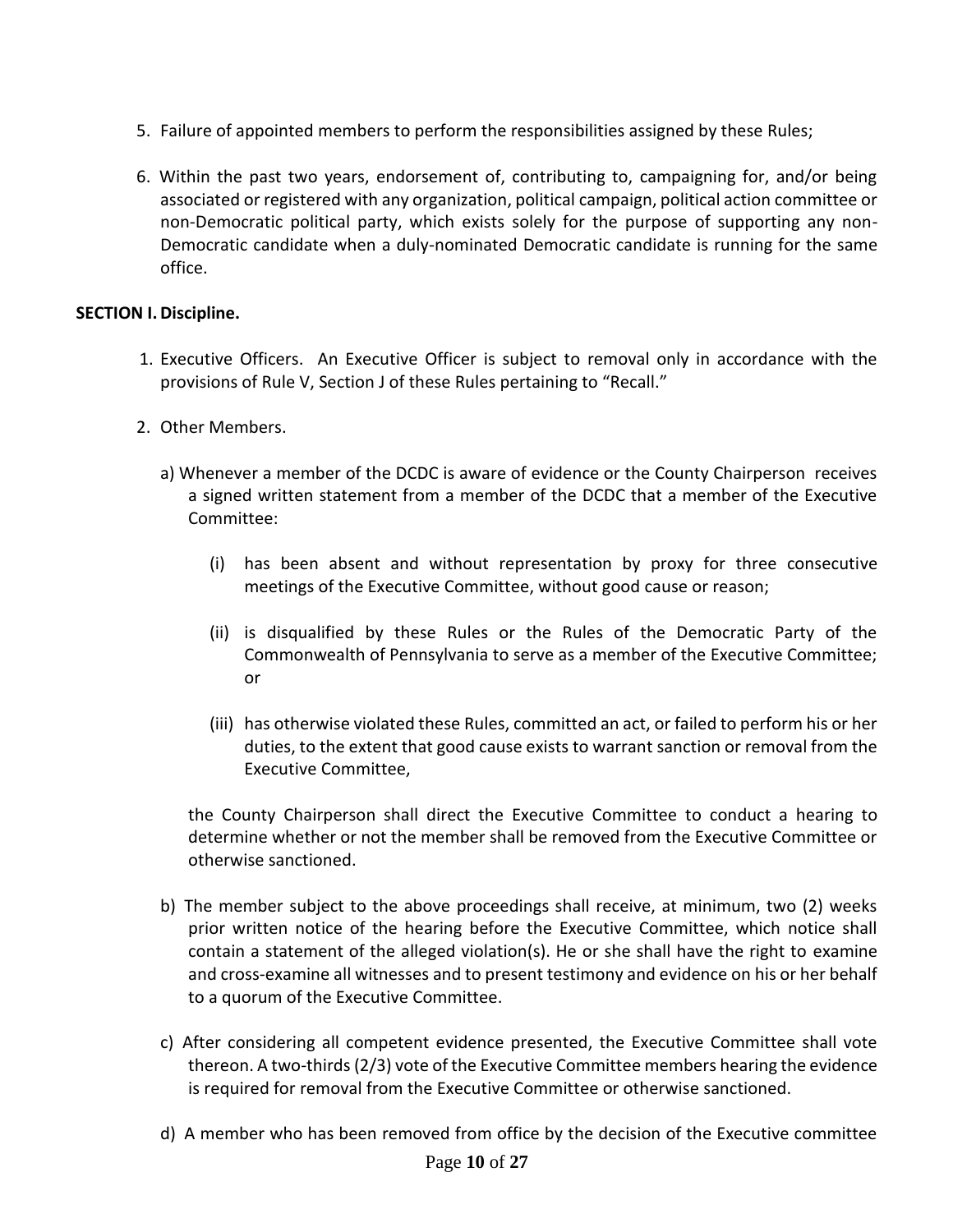5. Failure of appointed members to perform the responsibilities assigned by these Rules;

6. Within the past two years, endorsement of, contributing to, campaigning for, and/or being associated or registered with any organization, political campaign, political action committee or non-Democratic political party, which exists solely for the purpose of supporting any non-Democratic candidate when a duly-nominated Democratic candidate is running for the same office.

**SECTION I. Discipline.**

1. Executive Officers. An Executive Officer is subject to removal only in accordance with the provisions of Rule V, Section J of these Rules pertaining to "Recall."

2. Other Members.

   a) Whenever a member of the DCDC is aware of evidence or the County Chairperson receives a signed written statement from a member of the DCDC that a member of the Executive Committee:

      (i) has been absent and without representation by proxy for three consecutive meetings of the Executive Committee, without good cause or reason;

      (ii) is disqualified by these Rules or the Rules of the Democratic Party of the Commonwealth of Pennsylvania to serve as a member of the Executive Committee; or

      (iii) has otherwise violated these Rules, committed an act, or failed to perform his or her duties, to the extent that good cause exists to warrant sanction or removal from the Executive Committee,

   the County Chairperson shall direct the Executive Committee to conduct a hearing to determine whether or not the member shall be removed from the Executive Committee or otherwise sanctioned.

   b) The member subject to the above proceedings shall receive, at minimum, two (2) weeks prior written notice of the hearing before the Executive Committee, which notice shall contain a statement of the alleged violation(s). He or she shall have the right to examine and cross-examine all witnesses and to present testimony and evidence on his or her behalf to a quorum of the Executive Committee.

   c) After considering all competent evidence presented, the Executive Committee shall vote thereon. A two-thirds (2/3) vote of the Executive Committee members hearing the evidence is required for removal from the Executive Committee or otherwise sanctioned.

   d) A member who has been removed from office by the decision of the Executive committee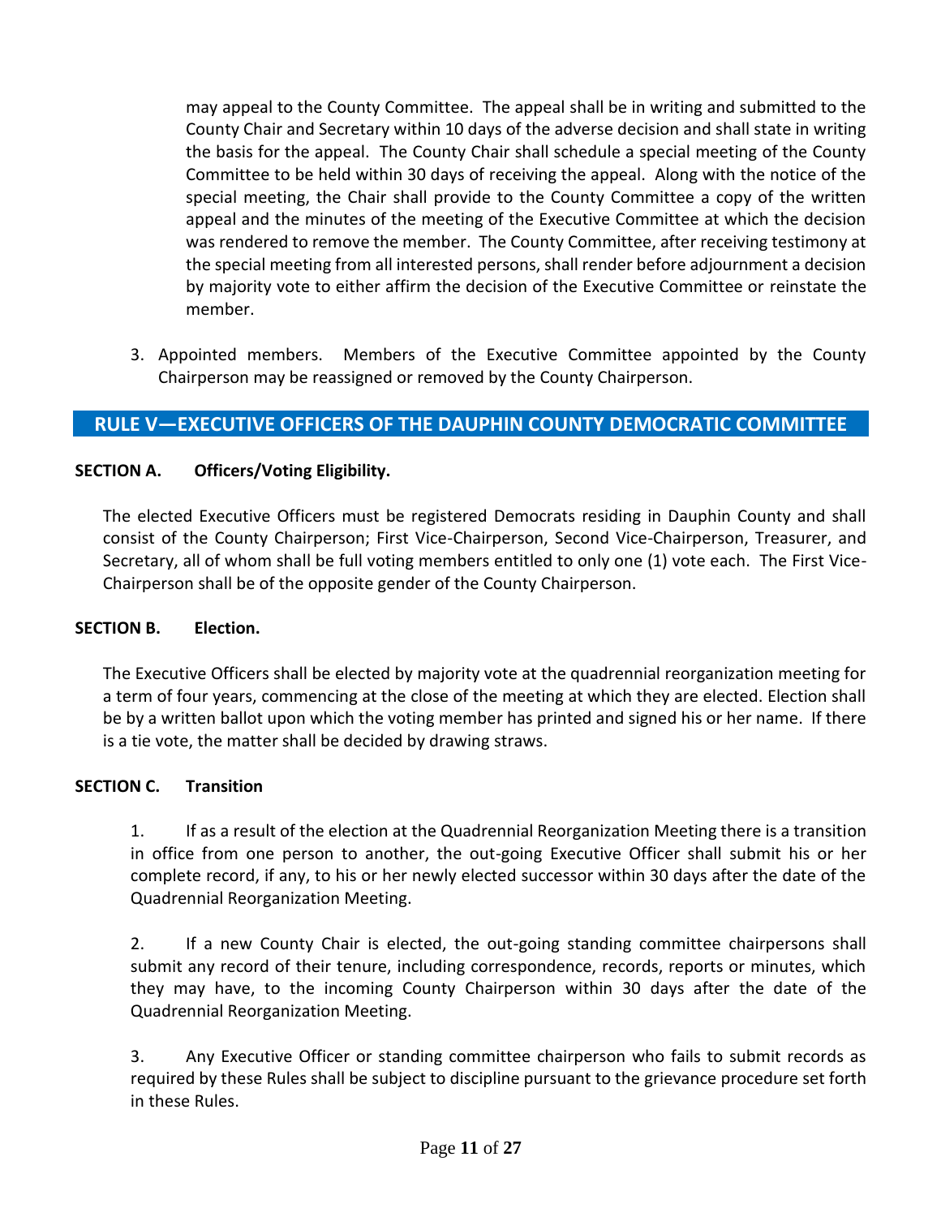may appeal to the County Committee. The appeal shall be in writing and submitted to the County Chair and Secretary within 10 days of the adverse decision and shall state in writing the basis for the appeal. The County Chair shall schedule a special meeting of the County Committee to be held within 30 days of receiving the appeal. Along with the notice of the special meeting, the Chair shall provide to the County Committee a copy of the written appeal and the minutes of the meeting of the Executive Committee at which the decision was rendered to remove the member. The County Committee, after receiving testimony at the special meeting from all interested persons, shall render before adjournment a decision by majority vote to either affirm the decision of the Executive Committee or reinstate the member.

3. Appointed members. Members of the Executive Committee appointed by the County Chairperson may be reassigned or removed by the County Chairperson.

## RULE V—EXECUTIVE OFFICERS OF THE DAUPHIN COUNTY DEMOCRATIC COMMITTEE

### SECTION A. Officers/Voting Eligibility.

The elected Executive Officers must be registered Democrats residing in Dauphin County and shall consist of the County Chairperson; First Vice-Chairperson, Second Vice-Chairperson, Treasurer, and Secretary, all of whom shall be full voting members entitled to only one (1) vote each. The First Vice-Chairperson shall be of the opposite gender of the County Chairperson.

### SECTION B. Election.

The Executive Officers shall be elected by majority vote at the quadrennial reorganization meeting for a term of four years, commencing at the close of the meeting at which they are elected. Election shall be by a written ballot upon which the voting member has printed and signed his or her name. If there is a tie vote, the matter shall be decided by drawing straws.

### SECTION C. Transition

1. If as a result of the election at the Quadrennial Reorganization Meeting there is a transition in office from one person to another, the out-going Executive Officer shall submit his or her complete record, if any, to his or her newly elected successor within 30 days after the date of the Quadrennial Reorganization Meeting.

2. If a new County Chair is elected, the out-going standing committee chairpersons shall submit any record of their tenure, including correspondence, records, reports or minutes, which they may have, to the incoming County Chairperson within 30 days after the date of the Quadrennial Reorganization Meeting.

3. Any Executive Officer or standing committee chairperson who fails to submit records as required by these Rules shall be subject to discipline pursuant to the grievance procedure set forth in these Rules.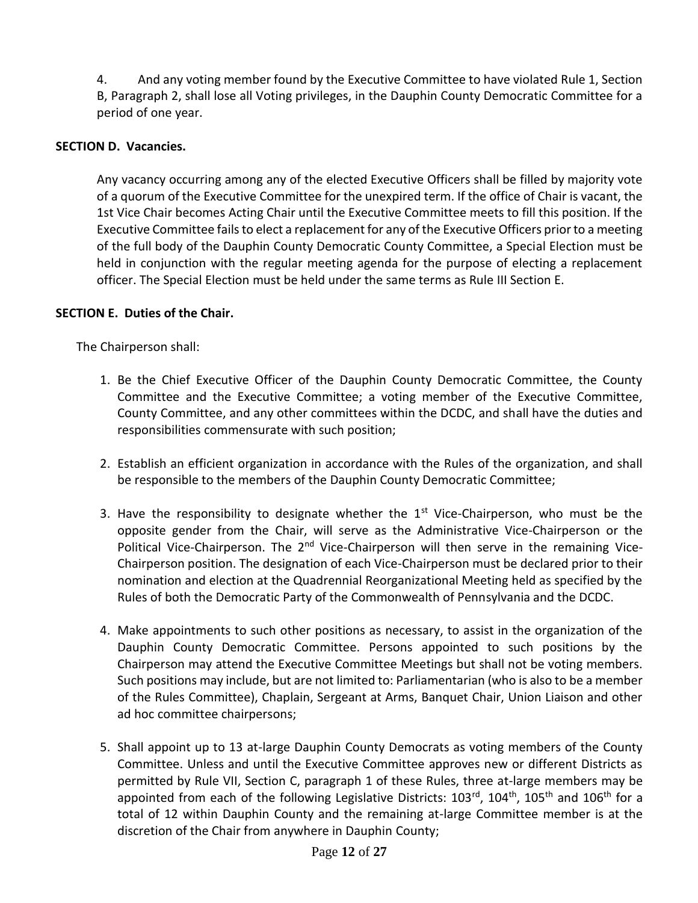4. And any voting member found by the Executive Committee to have violated Rule 1, Section B, Paragraph 2, shall lose all Voting privileges, in the Dauphin County Democratic Committee for a period of one year.

**SECTION D. Vacancies.**

Any vacancy occurring among any of the elected Executive Officers shall be filled by majority vote of a quorum of the Executive Committee for the unexpired term. If the office of Chair is vacant, the 1st Vice Chair becomes Acting Chair until the Executive Committee meets to fill this position. If the Executive Committee fails to elect a replacement for any of the Executive Officers prior to a meeting of the full body of the Dauphin County Democratic County Committee, a Special Election must be held in conjunction with the regular meeting agenda for the purpose of electing a replacement officer. The Special Election must be held under the same terms as Rule III Section E.

**SECTION E. Duties of the Chair.**

The Chairperson shall:

1. Be the Chief Executive Officer of the Dauphin County Democratic Committee, the County Committee and the Executive Committee; a voting member of the Executive Committee, County Committee, and any other committees within the DCDC, and shall have the duties and responsibilities commensurate with such position;

2. Establish an efficient organization in accordance with the Rules of the organization, and shall be responsible to the members of the Dauphin County Democratic Committee;

3. Have the responsibility to designate whether the 1st Vice-Chairperson, who must be the opposite gender from the Chair, will serve as the Administrative Vice-Chairperson or the Political Vice-Chairperson. The 2nd Vice-Chairperson will then serve in the remaining Vice-Chairperson position. The designation of each Vice-Chairperson must be declared prior to their nomination and election at the Quadrennial Reorganizational Meeting held as specified by the Rules of both the Democratic Party of the Commonwealth of Pennsylvania and the DCDC.

4. Make appointments to such other positions as necessary, to assist in the organization of the Dauphin County Democratic Committee. Persons appointed to such positions by the Chairperson may attend the Executive Committee Meetings but shall not be voting members. Such positions may include, but are not limited to: Parliamentarian (who is also to be a member of the Rules Committee), Chaplain, Sergeant at Arms, Banquet Chair, Union Liaison and other ad hoc committee chairpersons;

5. Shall appoint up to 13 at-large Dauphin County Democrats as voting members of the County Committee. Unless and until the Executive Committee approves new or different Districts as permitted by Rule VII, Section C, paragraph 1 of these Rules, three at-large members may be appointed from each of the following Legislative Districts: 103rd, 104th, 105th and 106th for a total of 12 within Dauphin County and the remaining at-large Committee member is at the discretion of the Chair from anywhere in Dauphin County;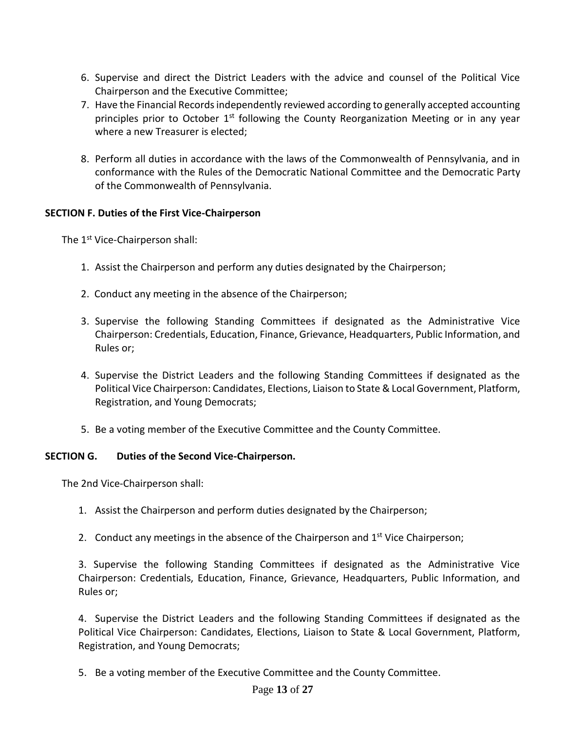6. Supervise and direct the District Leaders with the advice and counsel of the Political Vice Chairperson and the Executive Committee;
7. Have the Financial Records independently reviewed according to generally accepted accounting principles prior to October 1st following the County Reorganization Meeting or in any year where a new Treasurer is elected;
8. Perform all duties in accordance with the laws of the Commonwealth of Pennsylvania, and in conformance with the Rules of the Democratic National Committee and the Democratic Party of the Commonwealth of Pennsylvania.

**SECTION F. Duties of the First Vice-Chairperson**

The 1st Vice-Chairperson shall:

1. Assist the Chairperson and perform any duties designated by the Chairperson;
2. Conduct any meeting in the absence of the Chairperson;
3. Supervise the following Standing Committees if designated as the Administrative Vice Chairperson: Credentials, Education, Finance, Grievance, Headquarters, Public Information, and Rules or;
4. Supervise the District Leaders and the following Standing Committees if designated as the Political Vice Chairperson: Candidates, Elections, Liaison to State & Local Government, Platform, Registration, and Young Democrats;
5. Be a voting member of the Executive Committee and the County Committee.

**SECTION G. Duties of the Second Vice-Chairperson.**

The 2nd Vice-Chairperson shall:

1. Assist the Chairperson and perform duties designated by the Chairperson;
2. Conduct any meetings in the absence of the Chairperson and 1st Vice Chairperson;
3. Supervise the following Standing Committees if designated as the Administrative Vice Chairperson: Credentials, Education, Finance, Grievance, Headquarters, Public Information, and Rules or;
4. Supervise the District Leaders and the following Standing Committees if designated as the Political Vice Chairperson: Candidates, Elections, Liaison to State & Local Government, Platform, Registration, and Young Democrats;
5. Be a voting member of the Executive Committee and the County Committee.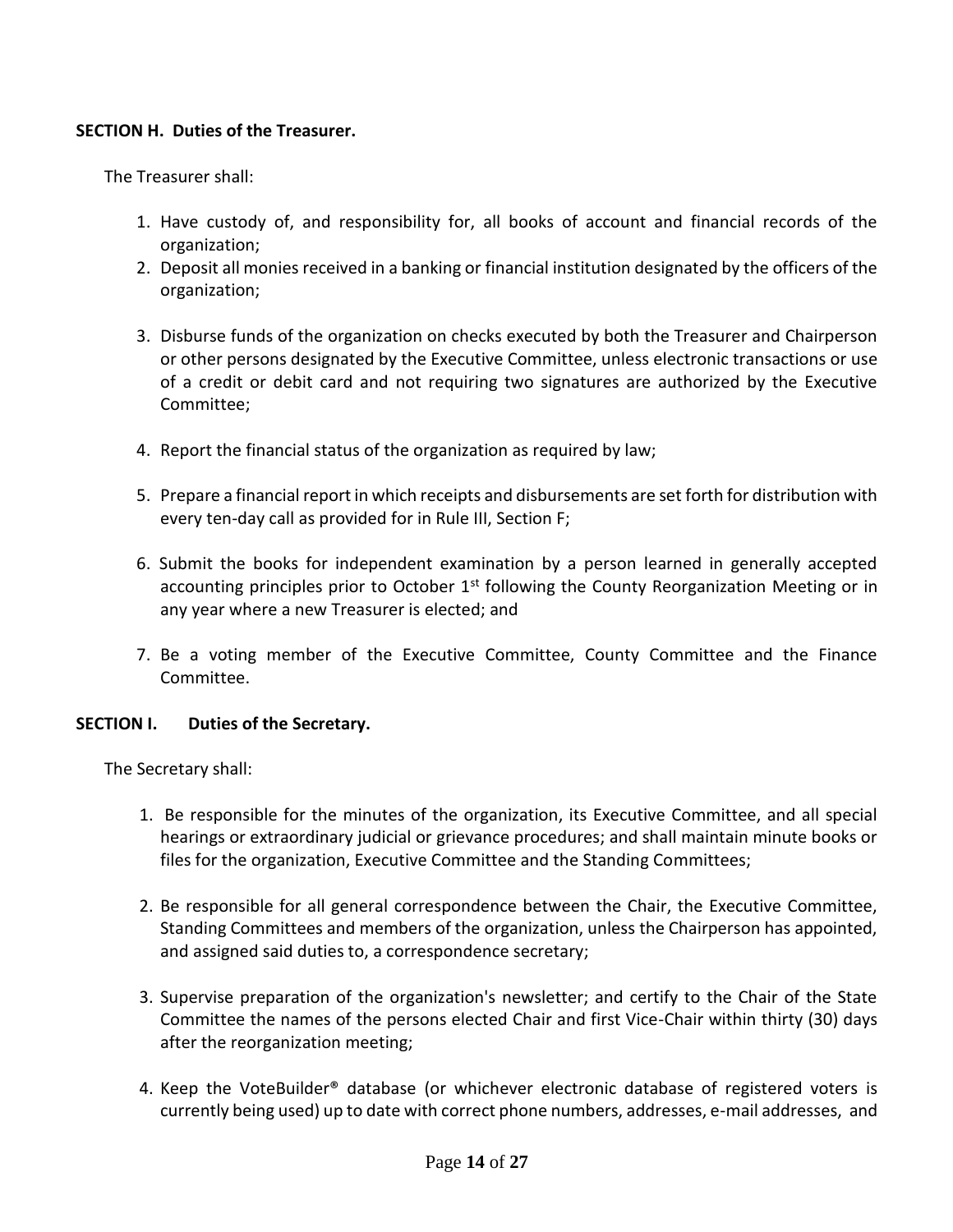**SECTION H. Duties of the Treasurer.**

The Treasurer shall:

1. Have custody of, and responsibility for, all books of account and financial records of the organization;
2. Deposit all monies received in a banking or financial institution designated by the officers of the organization;
3. Disburse funds of the organization on checks executed by both the Treasurer and Chairperson or other persons designated by the Executive Committee, unless electronic transactions or use of a credit or debit card and not requiring two signatures are authorized by the Executive Committee;
4. Report the financial status of the organization as required by law;
5. Prepare a financial report in which receipts and disbursements are set forth for distribution with every ten-day call as provided for in Rule III, Section F;
6. Submit the books for independent examination by a person learned in generally accepted accounting principles prior to October 1st following the County Reorganization Meeting or in any year where a new Treasurer is elected; and
7. Be a voting member of the Executive Committee, County Committee and the Finance Committee.

**SECTION I. Duties of the Secretary.**

The Secretary shall:

1. Be responsible for the minutes of the organization, its Executive Committee, and all special hearings or extraordinary judicial or grievance procedures; and shall maintain minute books or files for the organization, Executive Committee and the Standing Committees;
2. Be responsible for all general correspondence between the Chair, the Executive Committee, Standing Committees and members of the organization, unless the Chairperson has appointed, and assigned said duties to, a correspondence secretary;
3. Supervise preparation of the organization's newsletter; and certify to the Chair of the State Committee the names of the persons elected Chair and first Vice-Chair within thirty (30) days after the reorganization meeting;
4. Keep the VoteBuilder® database (or whichever electronic database of registered voters is currently being used) up to date with correct phone numbers, addresses, e-mail addresses, and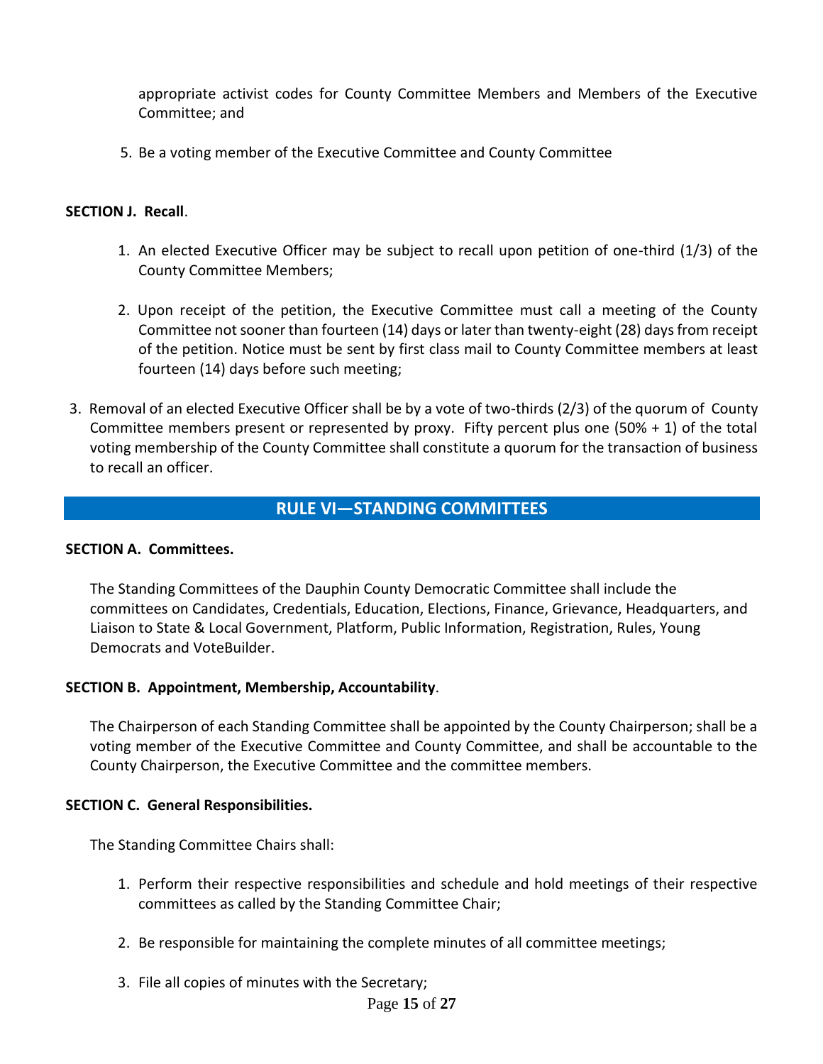appropriate activist codes for County Committee Members and Members of the Executive Committee; and

5. Be a voting member of the Executive Committee and County Committee

**SECTION J. Recall**.

1. An elected Executive Officer may be subject to recall upon petition of one-third (1/3) of the County Committee Members;

2. Upon receipt of the petition, the Executive Committee must call a meeting of the County Committee not sooner than fourteen (14) days or later than twenty-eight (28) days from receipt of the petition. Notice must be sent by first class mail to County Committee members at least fourteen (14) days before such meeting;

3. Removal of an elected Executive Officer shall be by a vote of two-thirds (2/3) of the quorum of County Committee members present or represented by proxy. Fifty percent plus one (50% + 1) of the total voting membership of the County Committee shall constitute a quorum for the transaction of business to recall an officer.

## RULE VI—STANDING COMMITTEES

**SECTION A. Committees.**

The Standing Committees of the Dauphin County Democratic Committee shall include the committees on Candidates, Credentials, Education, Elections, Finance, Grievance, Headquarters, and Liaison to State & Local Government, Platform, Public Information, Registration, Rules, Young Democrats and VoteBuilder.

**SECTION B. Appointment, Membership, Accountability**.

The Chairperson of each Standing Committee shall be appointed by the County Chairperson; shall be a voting member of the Executive Committee and County Committee, and shall be accountable to the County Chairperson, the Executive Committee and the committee members.

**SECTION C. General Responsibilities.**

The Standing Committee Chairs shall:

1. Perform their respective responsibilities and schedule and hold meetings of their respective committees as called by the Standing Committee Chair;

2. Be responsible for maintaining the complete minutes of all committee meetings;

3. File all copies of minutes with the Secretary;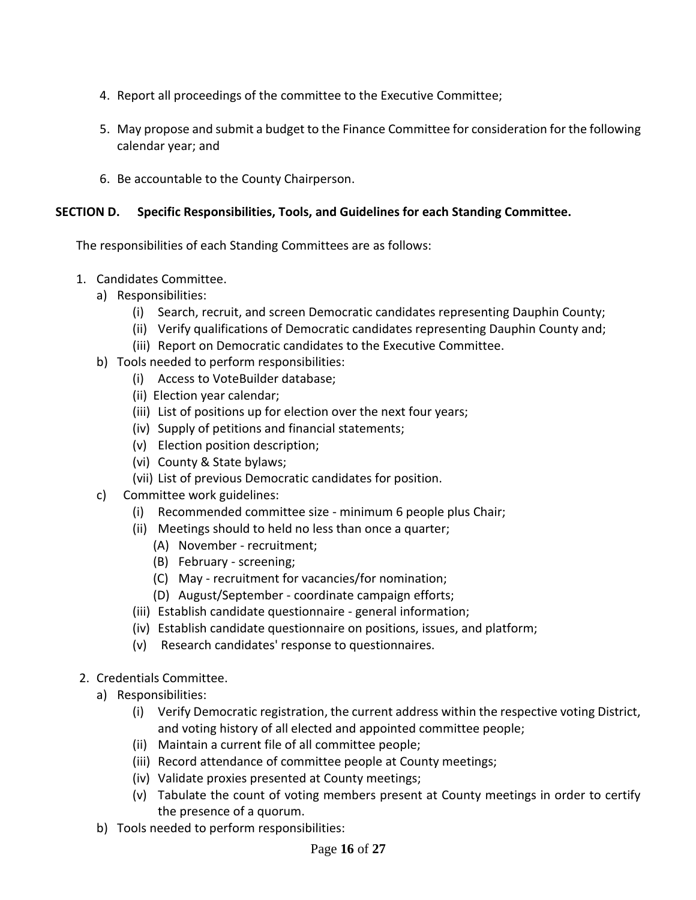4. Report all proceedings of the committee to the Executive Committee;

5. May propose and submit a budget to the Finance Committee for consideration for the following calendar year; and

6. Be accountable to the County Chairperson.

**SECTION D. Specific Responsibilities, Tools, and Guidelines for each Standing Committee.**

The responsibilities of each Standing Committees are as follows:

1. Candidates Committee.
   a) Responsibilities:
      (i) Search, recruit, and screen Democratic candidates representing Dauphin County;
      (ii) Verify qualifications of Democratic candidates representing Dauphin County and;
      (iii) Report on Democratic candidates to the Executive Committee.
   b) Tools needed to perform responsibilities:
      (i) Access to VoteBuilder database;
      (ii) Election year calendar;
      (iii) List of positions up for election over the next four years;
      (iv) Supply of petitions and financial statements;
      (v) Election position description;
      (vi) County & State bylaws;
      (vii) List of previous Democratic candidates for position.
   c) Committee work guidelines:
      (i) Recommended committee size - minimum 6 people plus Chair;
      (ii) Meetings should to held no less than once a quarter;
         (A) November - recruitment;
         (B) February - screening;
         (C) May - recruitment for vacancies/for nomination;
         (D) August/September - coordinate campaign efforts;
      (iii) Establish candidate questionnaire - general information;
      (iv) Establish candidate questionnaire on positions, issues, and platform;
      (v) Research candidates' response to questionnaires.

2. Credentials Committee.
   a) Responsibilities:
      (i) Verify Democratic registration, the current address within the respective voting District, and voting history of all elected and appointed committee people;
      (ii) Maintain a current file of all committee people;
      (iii) Record attendance of committee people at County meetings;
      (iv) Validate proxies presented at County meetings;
      (v) Tabulate the count of voting members present at County meetings in order to certify the presence of a quorum.
   b) Tools needed to perform responsibilities: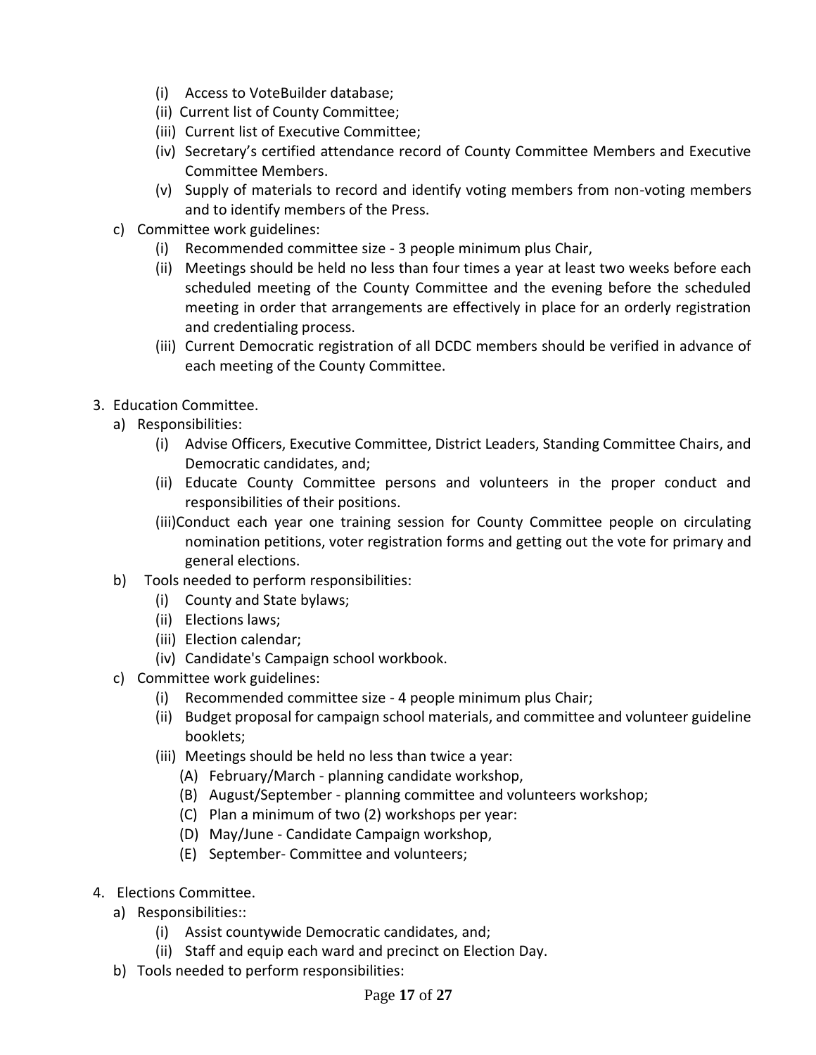- (i) Access to VoteBuilder database;
   - (ii) Current list of County Committee;
   - (iii) Current list of Executive Committee;
   - (iv) Secretary's certified attendance record of County Committee Members and Executive Committee Members.
   - (v) Supply of materials to record and identify voting members from non-voting members and to identify members of the Press.

c) Committee work guidelines:
   - (i) Recommended committee size - 3 people minimum plus Chair,
   - (ii) Meetings should be held no less than four times a year at least two weeks before each scheduled meeting of the County Committee and the evening before the scheduled meeting in order that arrangements are effectively in place for an orderly registration and credentialing process.
   - (iii) Current Democratic registration of all DCDC members should be verified in advance of each meeting of the County Committee.

3. Education Committee.

a) Responsibilities:
   - (i) Advise Officers, Executive Committee, District Leaders, Standing Committee Chairs, and Democratic candidates, and;
   - (ii) Educate County Committee persons and volunteers in the proper conduct and responsibilities of their positions.
   - (iii)Conduct each year one training session for County Committee people on circulating nomination petitions, voter registration forms and getting out the vote for primary and general elections.

b) Tools needed to perform responsibilities:
   - (i) County and State bylaws;
   - (ii) Elections laws;
   - (iii) Election calendar;
   - (iv) Candidate's Campaign school workbook.

c) Committee work guidelines:
   - (i) Recommended committee size - 4 people minimum plus Chair;
   - (ii) Budget proposal for campaign school materials, and committee and volunteer guideline booklets;
   - (iii) Meetings should be held no less than twice a year:
     - (A) February/March - planning candidate workshop,
     - (B) August/September - planning committee and volunteers workshop;
     - (C) Plan a minimum of two (2) workshops per year:
     - (D) May/June - Candidate Campaign workshop,
     - (E) September- Committee and volunteers;

4. Elections Committee.

a) Responsibilities::
   - (i) Assist countywide Democratic candidates, and;
   - (ii) Staff and equip each ward and precinct on Election Day.

b) Tools needed to perform responsibilities: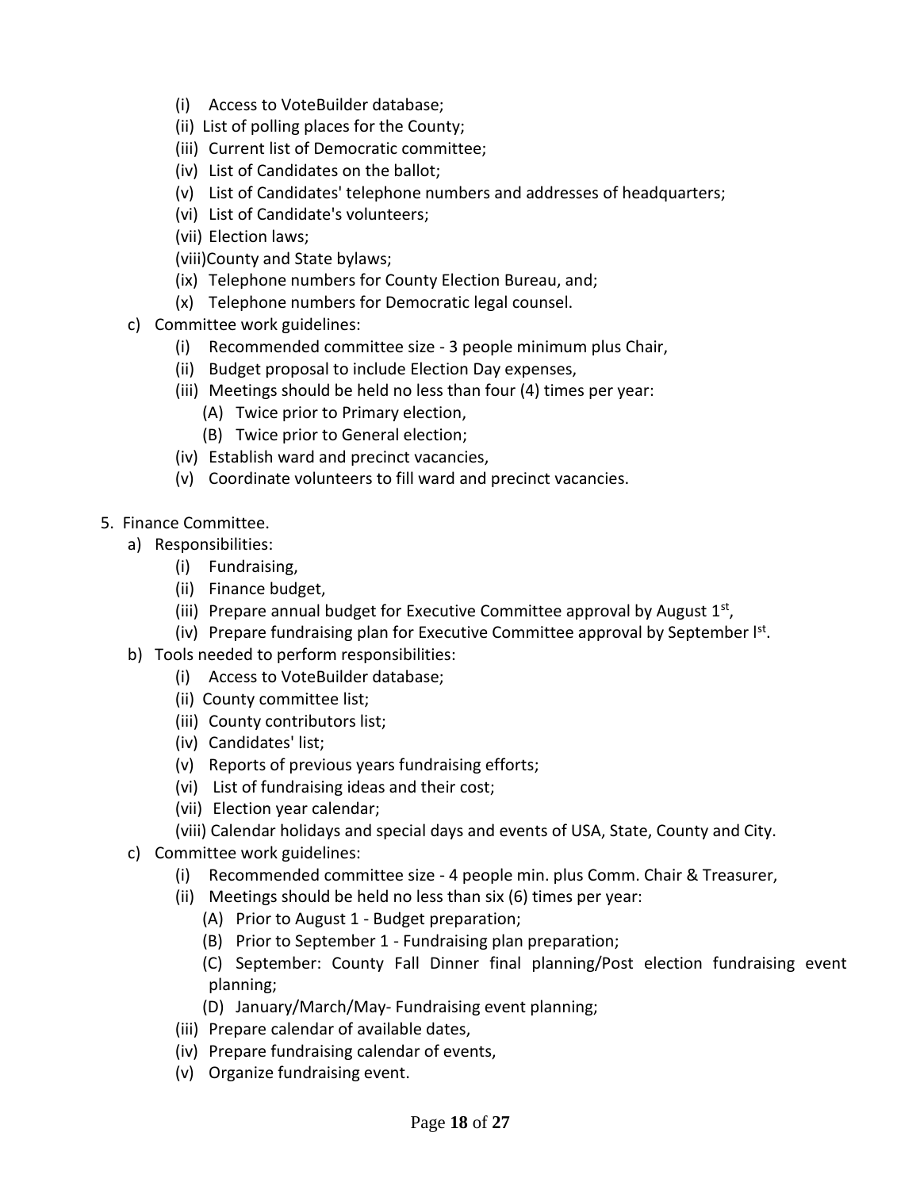- (i) Access to VoteBuilder database;
- (ii) List of polling places for the County;
- (iii) Current list of Democratic committee;
- (iv) List of Candidates on the ballot;
- (v) List of Candidates' telephone numbers and addresses of headquarters;
- (vi) List of Candidate's volunteers;
- (vii) Election laws;
- (viii) County and State bylaws;
- (ix) Telephone numbers for County Election Bureau, and;
- (x) Telephone numbers for Democratic legal counsel.

c) Committee work guidelines:

- (i) Recommended committee size - 3 people minimum plus Chair,
- (ii) Budget proposal to include Election Day expenses,
- (iii) Meetings should be held no less than four (4) times per year:
  - (A) Twice prior to Primary election,
  - (B) Twice prior to General election;
- (iv) Establish ward and precinct vacancies,
- (v) Coordinate volunteers to fill ward and precinct vacancies.

5. Finance Committee.

a) Responsibilities:

- (i) Fundraising,
- (ii) Finance budget,
- (iii) Prepare annual budget for Executive Committee approval by August 1st,
- (iv) Prepare fundraising plan for Executive Committee approval by September lst.

b) Tools needed to perform responsibilities:

- (i) Access to VoteBuilder database;
- (ii) County committee list;
- (iii) County contributors list;
- (iv) Candidates' list;
- (v) Reports of previous years fundraising efforts;
- (vi) List of fundraising ideas and their cost;
- (vii) Election year calendar;
- (viii) Calendar holidays and special days and events of USA, State, County and City.

c) Committee work guidelines:

- (i) Recommended committee size - 4 people min. plus Comm. Chair & Treasurer,
- (ii) Meetings should be held no less than six (6) times per year:
  - (A) Prior to August 1 - Budget preparation;
  - (B) Prior to September 1 - Fundraising plan preparation;
  - (C) September: County Fall Dinner final planning/Post election fundraising event planning;
  - (D) January/March/May- Fundraising event planning;
- (iii) Prepare calendar of available dates,
- (iv) Prepare fundraising calendar of events,
- (v) Organize fundraising event.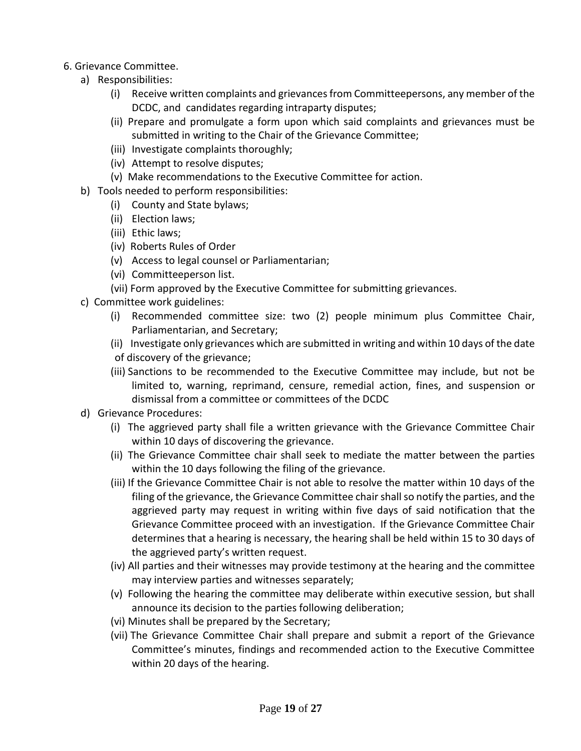6. Grievance Committee.

a) Responsibilities:

  (i) Receive written complaints and grievances from Committeepersons, any member of the DCDC, and candidates regarding intraparty disputes;

  (ii) Prepare and promulgate a form upon which said complaints and grievances must be submitted in writing to the Chair of the Grievance Committee;

  (iii) Investigate complaints thoroughly;

  (iv) Attempt to resolve disputes;

  (v) Make recommendations to the Executive Committee for action.

b) Tools needed to perform responsibilities:

  (i) County and State bylaws;

  (ii) Election laws;

  (iii) Ethic laws;

  (iv) Roberts Rules of Order

  (v) Access to legal counsel or Parliamentarian;

  (vi) Committeeperson list.

  (vii) Form approved by the Executive Committee for submitting grievances.

c) Committee work guidelines:

  (i) Recommended committee size: two (2) people minimum plus Committee Chair, Parliamentarian, and Secretary;

  (ii) Investigate only grievances which are submitted in writing and within 10 days of the date of discovery of the grievance;

  (iii) Sanctions to be recommended to the Executive Committee may include, but not be limited to, warning, reprimand, censure, remedial action, fines, and suspension or dismissal from a committee or committees of the DCDC

d) Grievance Procedures:

  (i) The aggrieved party shall file a written grievance with the Grievance Committee Chair within 10 days of discovering the grievance.

  (ii) The Grievance Committee chair shall seek to mediate the matter between the parties within the 10 days following the filing of the grievance.

  (iii) If the Grievance Committee Chair is not able to resolve the matter within 10 days of the filing of the grievance, the Grievance Committee chair shall so notify the parties, and the aggrieved party may request in writing within five days of said notification that the Grievance Committee proceed with an investigation. If the Grievance Committee Chair determines that a hearing is necessary, the hearing shall be held within 15 to 30 days of the aggrieved party's written request.

  (iv) All parties and their witnesses may provide testimony at the hearing and the committee may interview parties and witnesses separately;

  (v) Following the hearing the committee may deliberate within executive session, but shall announce its decision to the parties following deliberation;

  (vi) Minutes shall be prepared by the Secretary;

  (vii) The Grievance Committee Chair shall prepare and submit a report of the Grievance Committee's minutes, findings and recommended action to the Executive Committee within 20 days of the hearing.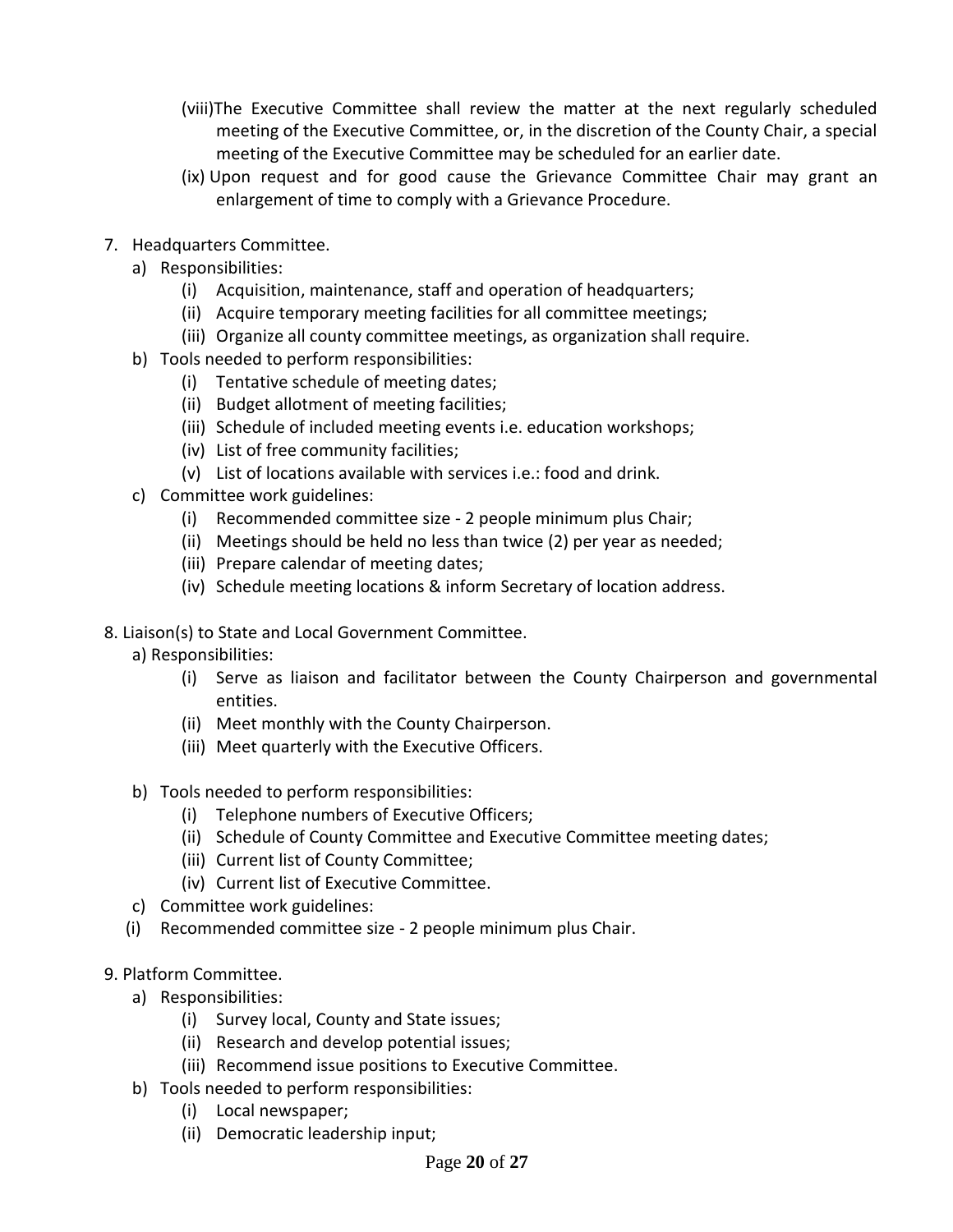(viii) The Executive Committee shall review the matter at the next regularly scheduled meeting of the Executive Committee, or, in the discretion of the County Chair, a special meeting of the Executive Committee may be scheduled for an earlier date.

(ix) Upon request and for good cause the Grievance Committee Chair may grant an enlargement of time to comply with a Grievance Procedure.

7. Headquarters Committee.
   a) Responsibilities:
      (i) Acquisition, maintenance, staff and operation of headquarters;
      (ii) Acquire temporary meeting facilities for all committee meetings;
      (iii) Organize all county committee meetings, as organization shall require.
   b) Tools needed to perform responsibilities:
      (i) Tentative schedule of meeting dates;
      (ii) Budget allotment of meeting facilities;
      (iii) Schedule of included meeting events i.e. education workshops;
      (iv) List of free community facilities;
      (v) List of locations available with services i.e.: food and drink.
   c) Committee work guidelines:
      (i) Recommended committee size - 2 people minimum plus Chair;
      (ii) Meetings should be held no less than twice (2) per year as needed;
      (iii) Prepare calendar of meeting dates;
      (iv) Schedule meeting locations & inform Secretary of location address.

8. Liaison(s) to State and Local Government Committee.
   a) Responsibilities:
      (i) Serve as liaison and facilitator between the County Chairperson and governmental entities.
      (ii) Meet monthly with the County Chairperson.
      (iii) Meet quarterly with the Executive Officers.

   b) Tools needed to perform responsibilities:
      (i) Telephone numbers of Executive Officers;
      (ii) Schedule of County Committee and Executive Committee meeting dates;
      (iii) Current list of County Committee;
      (iv) Current list of Executive Committee.
   c) Committee work guidelines:
      (i) Recommended committee size - 2 people minimum plus Chair.

9. Platform Committee.
   a) Responsibilities:
      (i) Survey local, County and State issues;
      (ii) Research and develop potential issues;
      (iii) Recommend issue positions to Executive Committee.
   b) Tools needed to perform responsibilities:
      (i) Local newspaper;
      (ii) Democratic leadership input;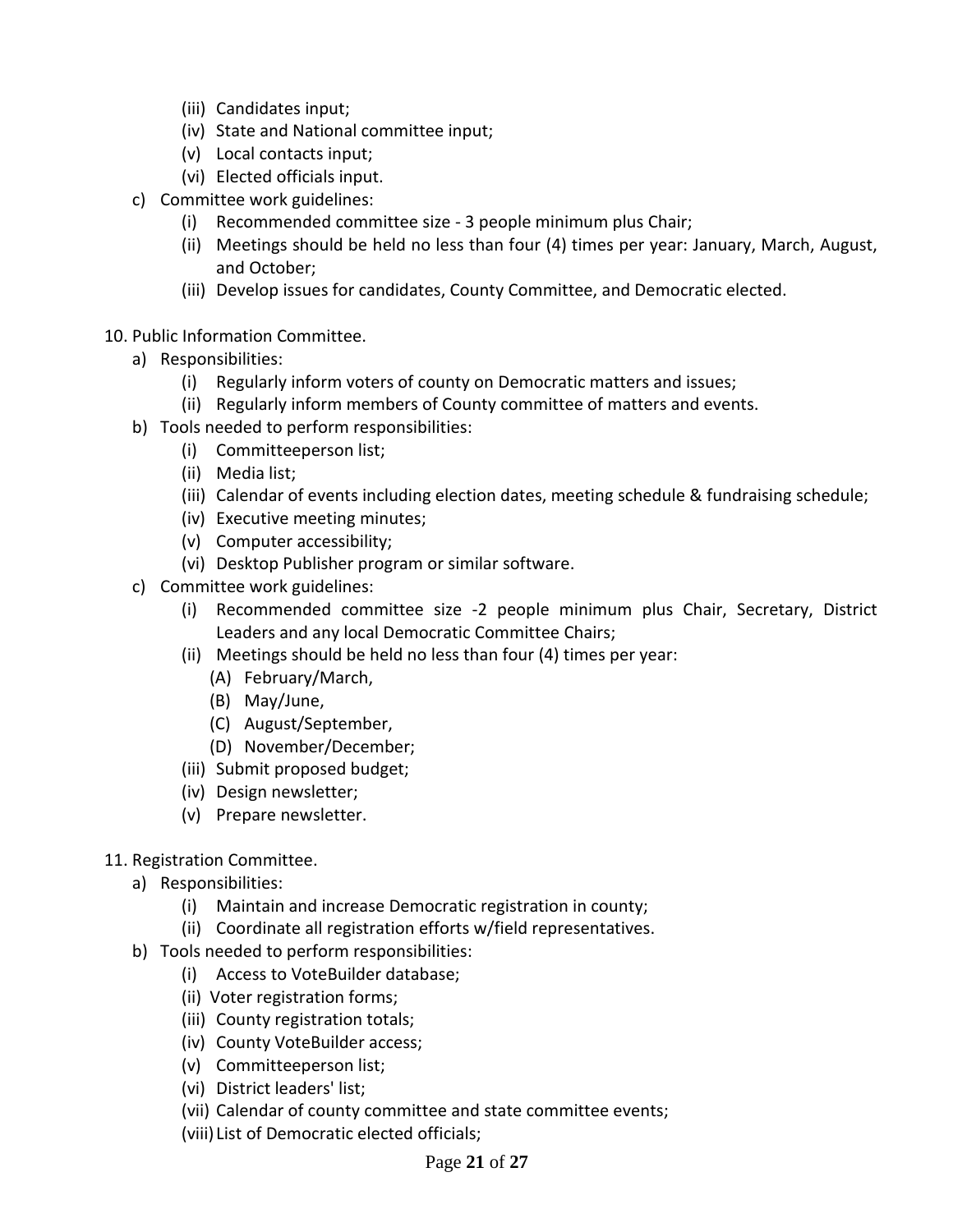(iii) Candidates input;
(iv) State and National committee input;
(v) Local contacts input;
(vi) Elected officials input.

c) Committee work guidelines:
   (i) Recommended committee size - 3 people minimum plus Chair;
   (ii) Meetings should be held no less than four (4) times per year: January, March, August, and October;
   (iii) Develop issues for candidates, County Committee, and Democratic elected.

10. Public Information Committee.
    a) Responsibilities:
       (i) Regularly inform voters of county on Democratic matters and issues;
       (ii) Regularly inform members of County committee of matters and events.
    b) Tools needed to perform responsibilities:
       (i) Committeeperson list;
       (ii) Media list;
       (iii) Calendar of events including election dates, meeting schedule & fundraising schedule;
       (iv) Executive meeting minutes;
       (v) Computer accessibility;
       (vi) Desktop Publisher program or similar software.
    c) Committee work guidelines:
       (i) Recommended committee size -2 people minimum plus Chair, Secretary, District Leaders and any local Democratic Committee Chairs;
       (ii) Meetings should be held no less than four (4) times per year:
          (A) February/March,
          (B) May/June,
          (C) August/September,
          (D) November/December;
       (iii) Submit proposed budget;
       (iv) Design newsletter;
       (v) Prepare newsletter.

11. Registration Committee.
    a) Responsibilities:
       (i) Maintain and increase Democratic registration in county;
       (ii) Coordinate all registration efforts w/field representatives.
    b) Tools needed to perform responsibilities:
       (i) Access to VoteBuilder database;
       (ii) Voter registration forms;
       (iii) County registration totals;
       (iv) County VoteBuilder access;
       (v) Committeeperson list;
       (vi) District leaders' list;
       (vii) Calendar of county committee and state committee events;
       (viii) List of Democratic elected officials;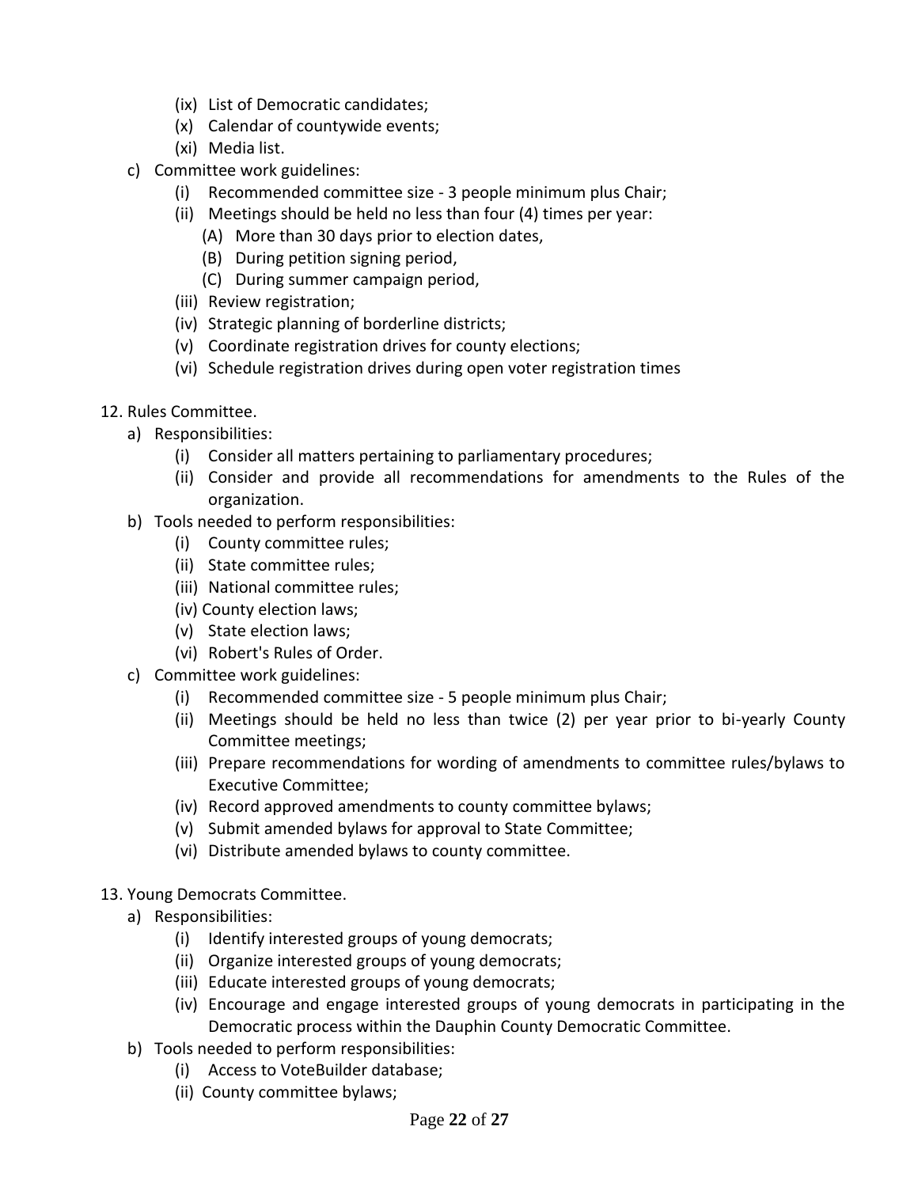- (ix) List of Democratic candidates;
    - (x) Calendar of countywide events;
    - (xi) Media list.
- c) Committee work guidelines:
    - (i) Recommended committee size - 3 people minimum plus Chair;
    - (ii) Meetings should be held no less than four (4) times per year:
        - (A) More than 30 days prior to election dates,
        - (B) During petition signing period,
        - (C) During summer campaign period,
    - (iii) Review registration;
    - (iv) Strategic planning of borderline districts;
    - (v) Coordinate registration drives for county elections;
    - (vi) Schedule registration drives during open voter registration times

12. Rules Committee.
- a) Responsibilities:
    - (i) Consider all matters pertaining to parliamentary procedures;
    - (ii) Consider and provide all recommendations for amendments to the Rules of the organization.
- b) Tools needed to perform responsibilities:
    - (i) County committee rules;
    - (ii) State committee rules;
    - (iii) National committee rules;
    - (iv) County election laws;
    - (v) State election laws;
    - (vi) Robert's Rules of Order.
- c) Committee work guidelines:
    - (i) Recommended committee size - 5 people minimum plus Chair;
    - (ii) Meetings should be held no less than twice (2) per year prior to bi-yearly County Committee meetings;
    - (iii) Prepare recommendations for wording of amendments to committee rules/bylaws to Executive Committee;
    - (iv) Record approved amendments to county committee bylaws;
    - (v) Submit amended bylaws for approval to State Committee;
    - (vi) Distribute amended bylaws to county committee.

13. Young Democrats Committee.
- a) Responsibilities:
    - (i) Identify interested groups of young democrats;
    - (ii) Organize interested groups of young democrats;
    - (iii) Educate interested groups of young democrats;
    - (iv) Encourage and engage interested groups of young democrats in participating in the Democratic process within the Dauphin County Democratic Committee.
- b) Tools needed to perform responsibilities:
    - (i) Access to VoteBuilder database;
    - (ii) County committee bylaws;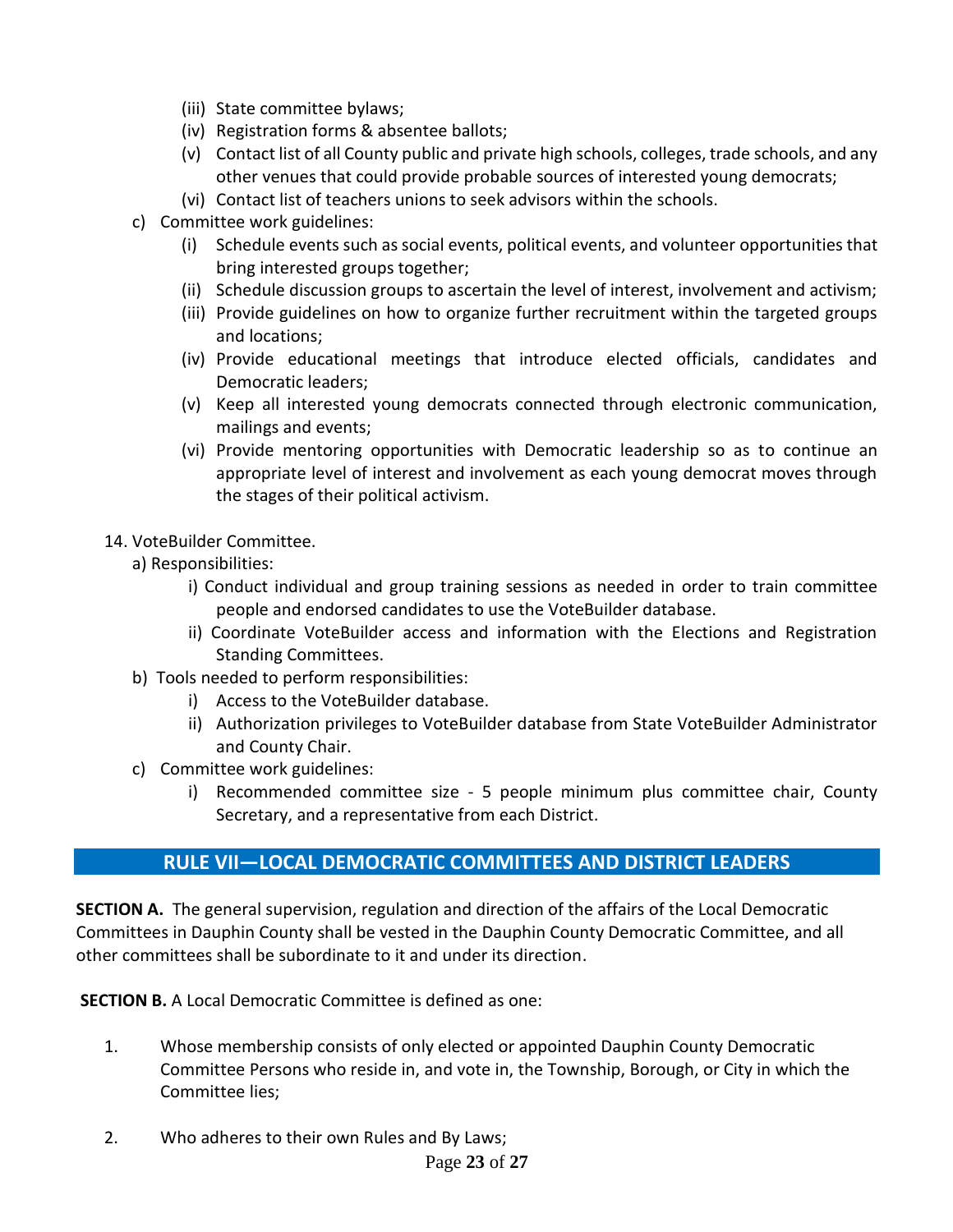- (iii) State committee bylaws;
- (iv) Registration forms & absentee ballots;
- (v) Contact list of all County public and private high schools, colleges, trade schools, and any other venues that could provide probable sources of interested young democrats;
- (vi) Contact list of teachers unions to seek advisors within the schools.

c) Committee work guidelines:

- (i) Schedule events such as social events, political events, and volunteer opportunities that bring interested groups together;
- (ii) Schedule discussion groups to ascertain the level of interest, involvement and activism;
- (iii) Provide guidelines on how to organize further recruitment within the targeted groups and locations;
- (iv) Provide educational meetings that introduce elected officials, candidates and Democratic leaders;
- (v) Keep all interested young democrats connected through electronic communication, mailings and events;
- (vi) Provide mentoring opportunities with Democratic leadership so as to continue an appropriate level of interest and involvement as each young democrat moves through the stages of their political activism.

14. VoteBuilder Committee.

a) Responsibilities:

- i) Conduct individual and group training sessions as needed in order to train committee people and endorsed candidates to use the VoteBuilder database.
- ii) Coordinate VoteBuilder access and information with the Elections and Registration Standing Committees.

b) Tools needed to perform responsibilities:

- i) Access to the VoteBuilder database.
- ii) Authorization privileges to VoteBuilder database from State VoteBuilder Administrator and County Chair.

c) Committee work guidelines:

- i) Recommended committee size - 5 people minimum plus committee chair, County Secretary, and a representative from each District.

## RULE VII—LOCAL DEMOCRATIC COMMITTEES AND DISTRICT LEADERS

**SECTION A.** The general supervision, regulation and direction of the affairs of the Local Democratic Committees in Dauphin County shall be vested in the Dauphin County Democratic Committee, and all other committees shall be subordinate to it and under its direction.

**SECTION B.** A Local Democratic Committee is defined as one:

1. Whose membership consists of only elected or appointed Dauphin County Democratic Committee Persons who reside in, and vote in, the Township, Borough, or City in which the Committee lies;

2. Who adheres to their own Rules and By Laws;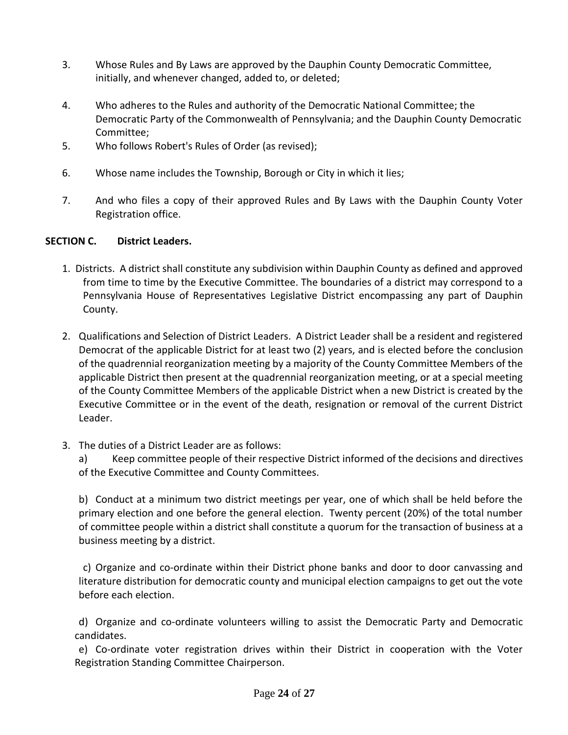3. Whose Rules and By Laws are approved by the Dauphin County Democratic Committee, initially, and whenever changed, added to, or deleted;

4. Who adheres to the Rules and authority of the Democratic National Committee; the Democratic Party of the Commonwealth of Pennsylvania; and the Dauphin County Democratic Committee;

5. Who follows Robert's Rules of Order (as revised);

6. Whose name includes the Township, Borough or City in which it lies;

7. And who files a copy of their approved Rules and By Laws with the Dauphin County Voter Registration office.

**SECTION C. District Leaders.**

1. Districts. A district shall constitute any subdivision within Dauphin County as defined and approved from time to time by the Executive Committee. The boundaries of a district may correspond to a Pennsylvania House of Representatives Legislative District encompassing any part of Dauphin County.

2. Qualifications and Selection of District Leaders. A District Leader shall be a resident and registered Democrat of the applicable District for at least two (2) years, and is elected before the conclusion of the quadrennial reorganization meeting by a majority of the County Committee Members of the applicable District then present at the quadrennial reorganization meeting, or at a special meeting of the County Committee Members of the applicable District when a new District is created by the Executive Committee or in the event of the death, resignation or removal of the current District Leader.

3. The duties of a District Leader are as follows:

   a) Keep committee people of their respective District informed of the decisions and directives of the Executive Committee and County Committees.

   b) Conduct at a minimum two district meetings per year, one of which shall be held before the primary election and one before the general election. Twenty percent (20%) of the total number of committee people within a district shall constitute a quorum for the transaction of business at a business meeting by a district.

   c) Organize and co-ordinate within their District phone banks and door to door canvassing and literature distribution for democratic county and municipal election campaigns to get out the vote before each election.

   d) Organize and co-ordinate volunteers willing to assist the Democratic Party and Democratic candidates.

   e) Co-ordinate voter registration drives within their District in cooperation with the Voter Registration Standing Committee Chairperson.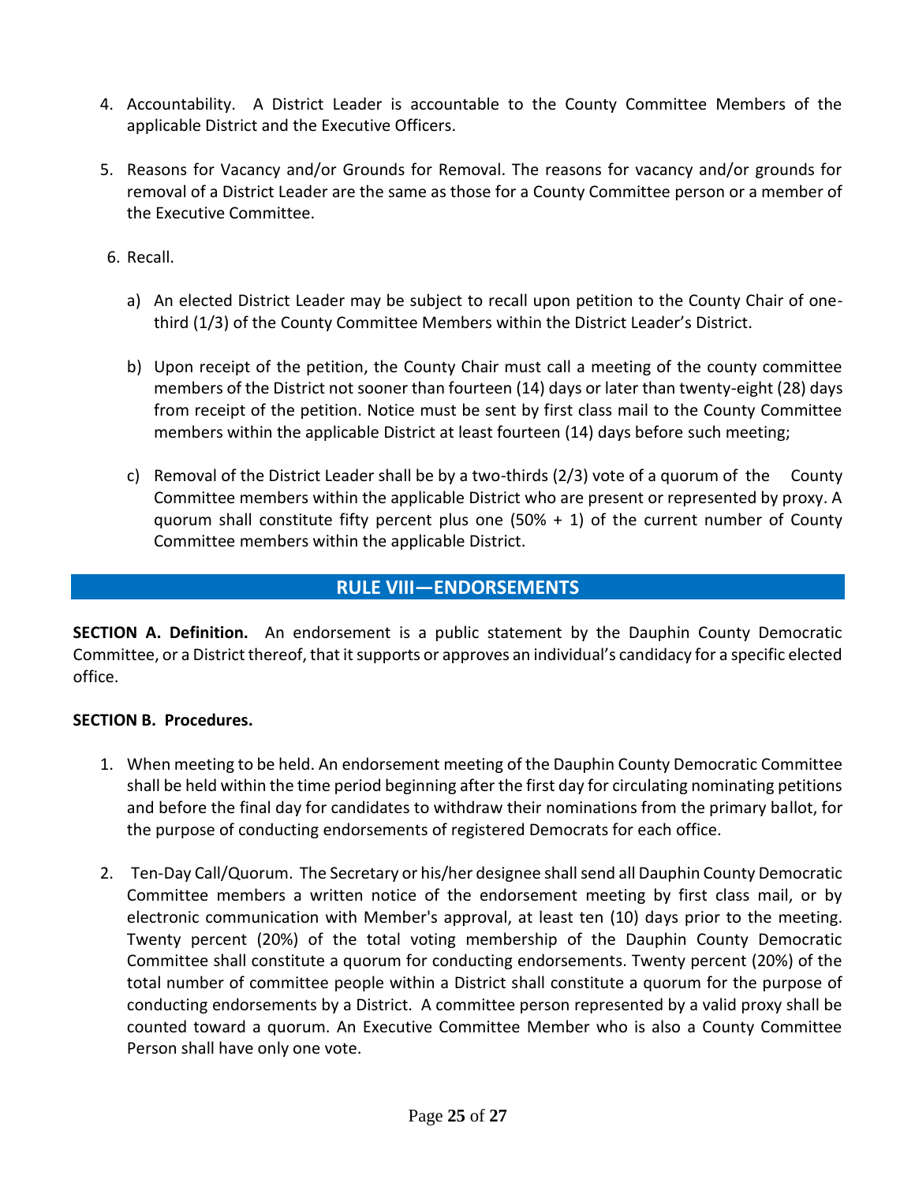4. Accountability. A District Leader is accountable to the County Committee Members of the applicable District and the Executive Officers.

5. Reasons for Vacancy and/or Grounds for Removal. The reasons for vacancy and/or grounds for removal of a District Leader are the same as those for a County Committee person or a member of the Executive Committee.

6. Recall.

   a) An elected District Leader may be subject to recall upon petition to the County Chair of one-third (1/3) of the County Committee Members within the District Leader's District.

   b) Upon receipt of the petition, the County Chair must call a meeting of the county committee members of the District not sooner than fourteen (14) days or later than twenty-eight (28) days from receipt of the petition. Notice must be sent by first class mail to the County Committee members within the applicable District at least fourteen (14) days before such meeting;

   c) Removal of the District Leader shall be by a two-thirds (2/3) vote of a quorum of the County Committee members within the applicable District who are present or represented by proxy. A quorum shall constitute fifty percent plus one (50% + 1) of the current number of County Committee members within the applicable District.

## RULE VIII—ENDORSEMENTS

**SECTION A. Definition.** An endorsement is a public statement by the Dauphin County Democratic Committee, or a District thereof, that it supports or approves an individual's candidacy for a specific elected office.

**SECTION B. Procedures.**

1. When meeting to be held. An endorsement meeting of the Dauphin County Democratic Committee shall be held within the time period beginning after the first day for circulating nominating petitions and before the final day for candidates to withdraw their nominations from the primary ballot, for the purpose of conducting endorsements of registered Democrats for each office.

2. Ten-Day Call/Quorum. The Secretary or his/her designee shall send all Dauphin County Democratic Committee members a written notice of the endorsement meeting by first class mail, or by electronic communication with Member's approval, at least ten (10) days prior to the meeting. Twenty percent (20%) of the total voting membership of the Dauphin County Democratic Committee shall constitute a quorum for conducting endorsements. Twenty percent (20%) of the total number of committee people within a District shall constitute a quorum for the purpose of conducting endorsements by a District. A committee person represented by a valid proxy shall be counted toward a quorum. An Executive Committee Member who is also a County Committee Person shall have only one vote.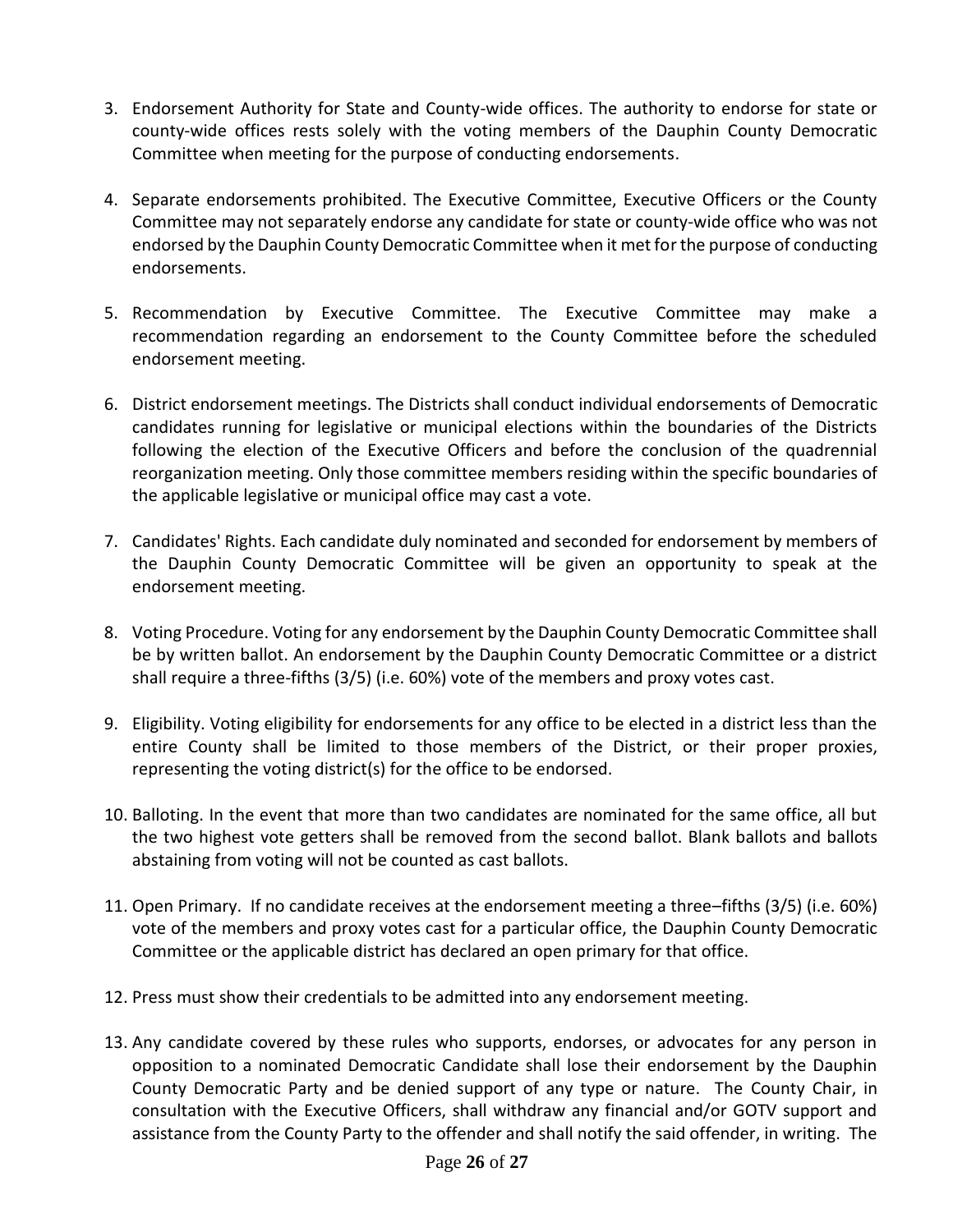3. Endorsement Authority for State and County-wide offices. The authority to endorse for state or county-wide offices rests solely with the voting members of the Dauphin County Democratic Committee when meeting for the purpose of conducting endorsements.

4. Separate endorsements prohibited. The Executive Committee, Executive Officers or the County Committee may not separately endorse any candidate for state or county-wide office who was not endorsed by the Dauphin County Democratic Committee when it met for the purpose of conducting endorsements.

5. Recommendation by Executive Committee. The Executive Committee may make a recommendation regarding an endorsement to the County Committee before the scheduled endorsement meeting.

6. District endorsement meetings. The Districts shall conduct individual endorsements of Democratic candidates running for legislative or municipal elections within the boundaries of the Districts following the election of the Executive Officers and before the conclusion of the quadrennial reorganization meeting. Only those committee members residing within the specific boundaries of the applicable legislative or municipal office may cast a vote.

7. Candidates' Rights. Each candidate duly nominated and seconded for endorsement by members of the Dauphin County Democratic Committee will be given an opportunity to speak at the endorsement meeting.

8. Voting Procedure. Voting for any endorsement by the Dauphin County Democratic Committee shall be by written ballot. An endorsement by the Dauphin County Democratic Committee or a district shall require a three-fifths (3/5) (i.e. 60%) vote of the members and proxy votes cast.

9. Eligibility. Voting eligibility for endorsements for any office to be elected in a district less than the entire County shall be limited to those members of the District, or their proper proxies, representing the voting district(s) for the office to be endorsed.

10. Balloting. In the event that more than two candidates are nominated for the same office, all but the two highest vote getters shall be removed from the second ballot. Blank ballots and ballots abstaining from voting will not be counted as cast ballots.

11. Open Primary. If no candidate receives at the endorsement meeting a three–fifths (3/5) (i.e. 60%) vote of the members and proxy votes cast for a particular office, the Dauphin County Democratic Committee or the applicable district has declared an open primary for that office.

12. Press must show their credentials to be admitted into any endorsement meeting.

13. Any candidate covered by these rules who supports, endorses, or advocates for any person in opposition to a nominated Democratic Candidate shall lose their endorsement by the Dauphin County Democratic Party and be denied support of any type or nature. The County Chair, in consultation with the Executive Officers, shall withdraw any financial and/or GOTV support and assistance from the County Party to the offender and shall notify the said offender, in writing. The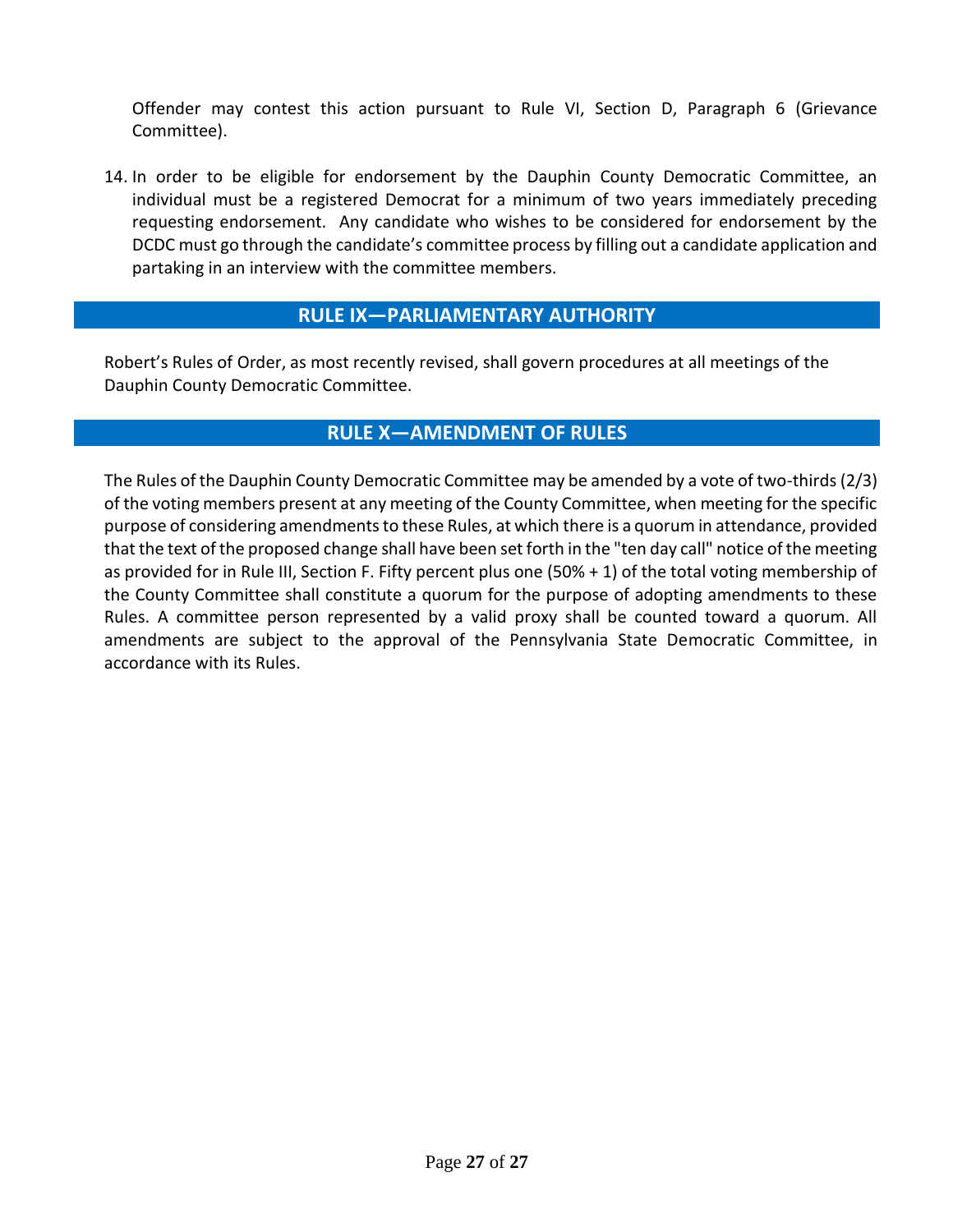Offender may contest this action pursuant to Rule VI, Section D, Paragraph 6 (Grievance Committee).

14. In order to be eligible for endorsement by the Dauphin County Democratic Committee, an individual must be a registered Democrat for a minimum of two years immediately preceding requesting endorsement. Any candidate who wishes to be considered for endorsement by the DCDC must go through the candidate's committee process by filling out a candidate application and partaking in an interview with the committee members.

## RULE IX—PARLIAMENTARY AUTHORITY

Robert's Rules of Order, as most recently revised, shall govern procedures at all meetings of the Dauphin County Democratic Committee.

## RULE X—AMENDMENT OF RULES

The Rules of the Dauphin County Democratic Committee may be amended by a vote of two-thirds (2/3) of the voting members present at any meeting of the County Committee, when meeting for the specific purpose of considering amendments to these Rules, at which there is a quorum in attendance, provided that the text of the proposed change shall have been set forth in the "ten day call" notice of the meeting as provided for in Rule III, Section F. Fifty percent plus one (50% + 1) of the total voting membership of the County Committee shall constitute a quorum for the purpose of adopting amendments to these Rules. A committee person represented by a valid proxy shall be counted toward a quorum. All amendments are subject to the approval of the Pennsylvania State Democratic Committee, in accordance with its Rules.